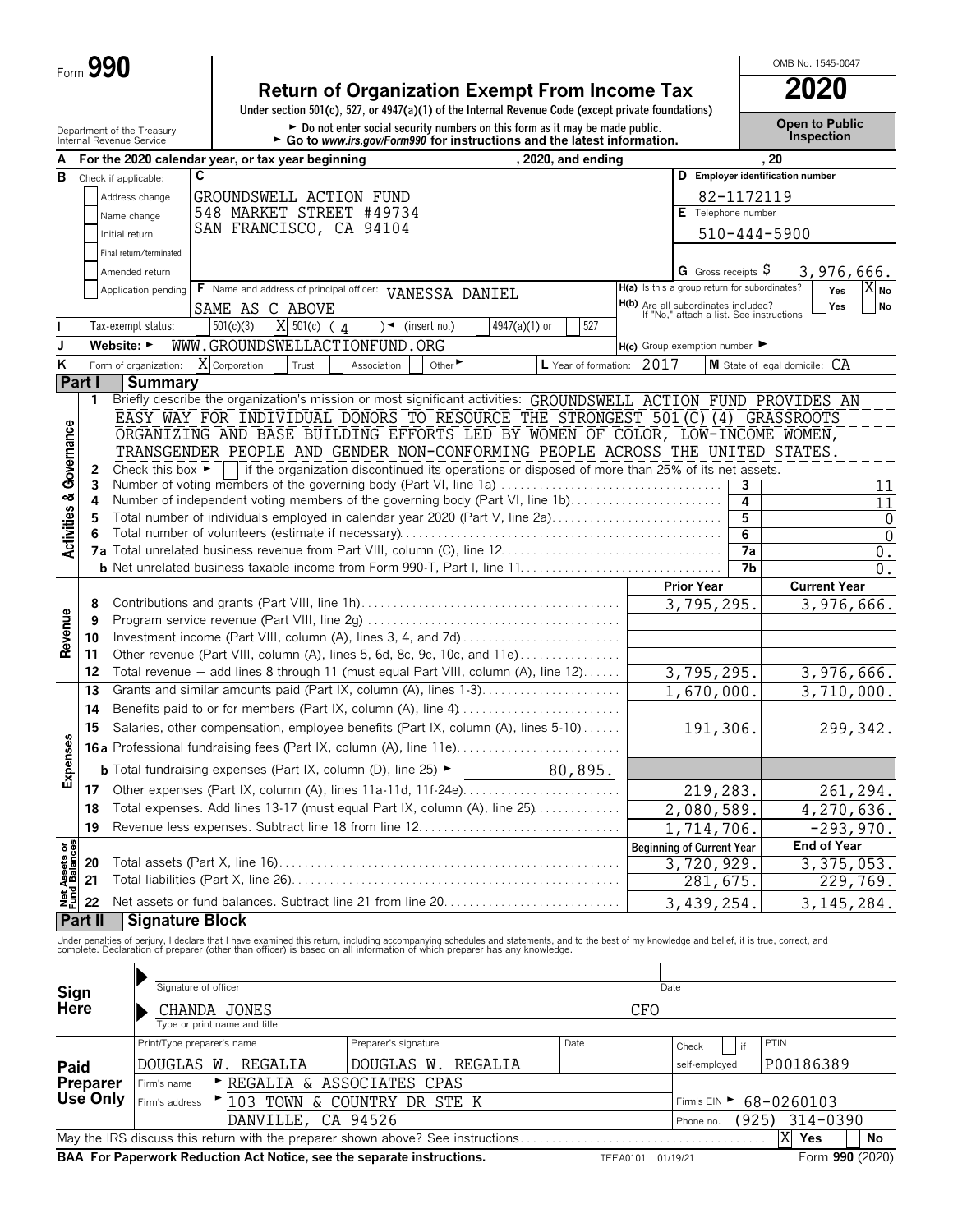Form **990**

# Return of Organization Exempt From Income Tax

**Under section 501(c), 527, or 4947(a)(1) of the Internal Revenue Code (except private foundations)**

► Do not enter social security numbers on this form as it may be made public.
► Go to *www.irs.gov/Form990* for instructions and the latest information.

OMB No. 1545-0047

**2020**

**Open to Public Inspection**

Department of the Treasury
Internal Revenue Service

**A** For the 2020 calendar year, or tax year beginning , 2020, and ending , 20

**B** Check if applicable:
- Address change
- Name change
- Initial return
- Final return/terminated
- Amended return
- Application pending

**C**
GROUNDSWELL ACTION FUND
548 MARKET STREET #49734
SAN FRANCISCO, CA 94104

**D** Employer identification number: 82-1172119

**E** Telephone number: 510-444-5900

**G** Gross receipts $ 3,976,666.

**F** Name and address of principal officer: VANESSA DANIEL
SAME AS C ABOVE

**H(a)** Is this a group return for subordinates? Yes [ ] No [X]

**H(b)** Are all subordinates included? Yes [ ] No [ ]
If "No," attach a list. See instructions

**I** Tax-exempt status: [ ] 501(c)(3) [X] 501(c) ( 4 ) ◄ (insert no.) [ ] 4947(a)(1) or [ ] 527

**J** Website: ► WWW.GROUNDSWELLACTIONFUND.ORG

**H(c)** Group exemption number ►

**K** Form of organization: [X] Corporation [ ] Trust [ ] Association [ ] Other ►

**L** Year of formation: 2017

**M** State of legal domicile: CA

## Part I Summary

### Activities & Governance

1 Briefly describe the organization's mission or most significant activities: GROUNDSWELL ACTION FUND PROVIDES AN EASY WAY FOR INDIVIDUAL DONORS TO RESOURCE THE STRONGEST 501(C)(4) GRASSROOTS ORGANIZING AND BASE BUILDING EFFORTS LED BY WOMEN OF COLOR, LOW-INCOME WOMEN, TRANSGENDER PEOPLE AND GENDER NON-CONFORMING PEOPLE ACROSS THE UNITED STATES.

2 Check this box ► [ ] if the organization discontinued its operations or disposed of more than 25% of its net assets.

| | | | |
|---|---|---|---|
| 3 | Number of voting members of the governing body (Part VI, line 1a) | 3 | 11 |
| 4 | Number of independent voting members of the governing body (Part VI, line 1b) | 4 | 11 |
| 5 | Total number of individuals employed in calendar year 2020 (Part V, line 2a) | 5 | 0 |
| 6 | Total number of volunteers (estimate if necessary) | 6 | 0 |
| 7a | Total unrelated business revenue from Part VIII, column (C), line 12 | 7a | 0. |
| b | Net unrelated business taxable income from Form 990-T, Part I, line 11 | 7b | 0. |

### Revenue / Expenses

| | | Prior Year | Current Year |
|---|---|---|---|
| 8 | Contributions and grants (Part VIII, line 1h) | 3,795,295. | 3,976,666. |
| 9 | Program service revenue (Part VIII, line 2g) | | |
| 10 | Investment income (Part VIII, column (A), lines 3, 4, and 7d) | | |
| 11 | Other revenue (Part VIII, column (A), lines 5, 6d, 8c, 9c, 10c, and 11e) | | |
| 12 | Total revenue — add lines 8 through 11 (must equal Part VIII, column (A), line 12) | 3,795,295. | 3,976,666. |
| 13 | Grants and similar amounts paid (Part IX, column (A), lines 1-3) | 1,670,000. | 3,710,000. |
| 14 | Benefits paid to or for members (Part IX, column (A), line 4) | | |
| 15 | Salaries, other compensation, employee benefits (Part IX, column (A), lines 5-10) | 191,306. | 299,342. |
| 16a | Professional fundraising fees (Part IX, column (A), line 11e) | | |
| b | Total fundraising expenses (Part IX, column (D), line 25) ► 80,895. | | |
| 17 | Other expenses (Part IX, column (A), lines 11a-11d, 11f-24e) | 219,283. | 261,294. |
| 18 | Total expenses. Add lines 13-17 (must equal Part IX, column (A), line 25) | 2,080,589. | 4,270,636. |
| 19 | Revenue less expenses. Subtract line 18 from line 12 | 1,714,706. | -293,970. |

### Net Assets or Fund Balances

| | | Beginning of Current Year | End of Year |
|---|---|---|---|
| 20 | Total assets (Part X, line 16) | 3,720,929. | 3,375,053. |
| 21 | Total liabilities (Part X, line 26) | 281,675. | 229,769. |
| 22 | Net assets or fund balances. Subtract line 21 from line 20 | 3,439,254. | 3,145,284. |

## Part II Signature Block

Under penalties of perjury, I declare that I have examined this return, including accompanying schedules and statements, and to the best of my knowledge and belief, it is true, correct, and complete. Declaration of preparer (other than officer) is based on all information of which preparer has any knowledge.

**Sign Here**

Signature of officer — Date

CHANDA JONES — CFO
Type or print name and title

**Paid Preparer Use Only**

| Print/Type preparer's name | Preparer's signature | Date | Check [ ] if self-employed | PTIN |
|---|---|---|---|---|
| DOUGLAS W. REGALIA | DOUGLAS W. REGALIA | | | P00186389 |

Firm's name ► REGALIA & ASSOCIATES CPAS — Firm's EIN ► 68-0260103

Firm's address ► 103 TOWN & COUNTRY DR STE K, DANVILLE, CA 94526 — Phone no. (925) 314-0390

May the IRS discuss this return with the preparer shown above? See instructions [X] Yes [ ] No

**BAA For Paperwork Reduction Act Notice, see the separate instructions.** TEEA0101L 01/19/21 Form **990** (2020)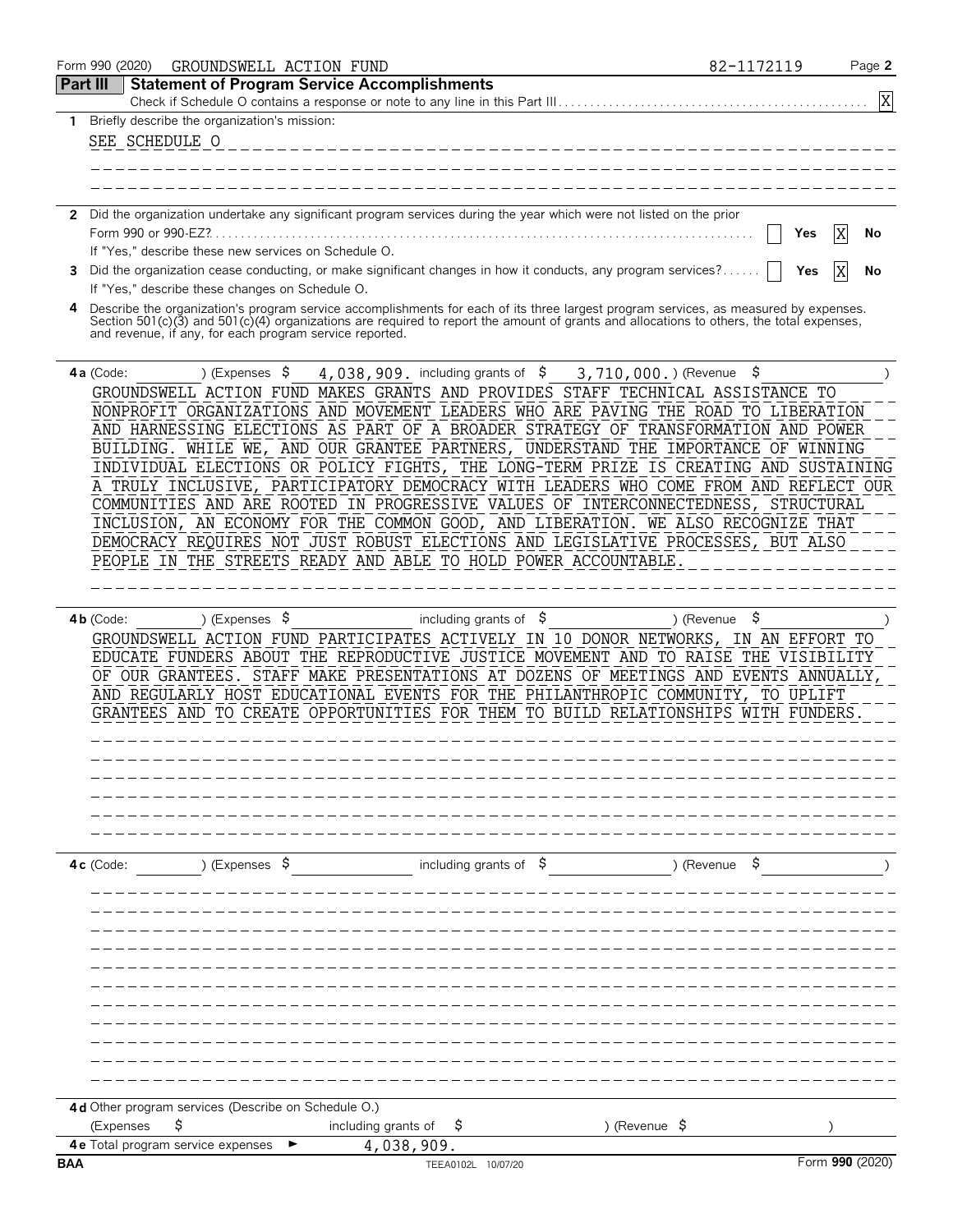Form 990 (2020) GROUNDSWELL ACTION FUND 82-1172119

## Part III Statement of Program Service Accomplishments

Check if Schedule O contains a response or note to any line in this Part III . . . . . [X]

**1** Briefly describe the organization's mission:

SEE SCHEDULE O

**2** Did the organization undertake any significant program services during the year which were not listed on the prior Form 990 or 990-EZ? . . . . . [ ] Yes [X] No

If "Yes," describe these new services on Schedule O.

**3** Did the organization cease conducting, or make significant changes in how it conducts, any program services? . . . . . [ ] Yes [X] No

If "Yes," describe these changes on Schedule O.

**4** Describe the organization's program service accomplishments for each of its three largest program services, as measured by expenses. Section 501(c)(3) and 501(c)(4) organizations are required to report the amount of grants and allocations to others, the total expenses, and revenue, if any, for each program service reported.

**4a** (Code: ) (Expenses $ 4,038,909. including grants of $ 3,710,000.) (Revenue $ )

GROUNDSWELL ACTION FUND MAKES GRANTS AND PROVIDES STAFF TECHNICAL ASSISTANCE TO NONPROFIT ORGANIZATIONS AND MOVEMENT LEADERS WHO ARE PAVING THE ROAD TO LIBERATION AND HARNESSING ELECTIONS AS PART OF A BROADER STRATEGY OF TRANSFORMATION AND POWER BUILDING. WHILE WE, AND OUR GRANTEE PARTNERS, UNDERSTAND THE IMPORTANCE OF WINNING INDIVIDUAL ELECTIONS OR POLICY FIGHTS, THE LONG-TERM PRIZE IS CREATING AND SUSTAINING A TRULY INCLUSIVE, PARTICIPATORY DEMOCRACY WITH LEADERS WHO COME FROM AND REFLECT OUR COMMUNITIES AND ARE ROOTED IN PROGRESSIVE VALUES OF INTERCONNECTEDNESS, STRUCTURAL INCLUSION, AN ECONOMY FOR THE COMMON GOOD, AND LIBERATION. WE ALSO RECOGNIZE THAT DEMOCRACY REQUIRES NOT JUST ROBUST ELECTIONS AND LEGISLATIVE PROCESSES, BUT ALSO PEOPLE IN THE STREETS READY AND ABLE TO HOLD POWER ACCOUNTABLE.

**4b** (Code: ) (Expenses $ including grants of $ ) (Revenue $ )

GROUNDSWELL ACTION FUND PARTICIPATES ACTIVELY IN 10 DONOR NETWORKS, IN AN EFFORT TO EDUCATE FUNDERS ABOUT THE REPRODUCTIVE JUSTICE MOVEMENT AND TO RAISE THE VISIBILITY OF OUR GRANTEES. STAFF MAKE PRESENTATIONS AT DOZENS OF MEETINGS AND EVENTS ANNUALLY, AND REGULARLY HOST EDUCATIONAL EVENTS FOR THE PHILANTHROPIC COMMUNITY, TO UPLIFT GRANTEES AND TO CREATE OPPORTUNITIES FOR THEM TO BUILD RELATIONSHIPS WITH FUNDERS.

**4c** (Code: ) (Expenses $ including grants of $ ) (Revenue $ )

**4d** Other program services (Describe on Schedule O.)

(Expenses $ including grants of $ ) (Revenue $ )

**4e** Total program service expenses ► 4,038,909.

BAA TEEA0102L 10/07/20 Form **990** (2020)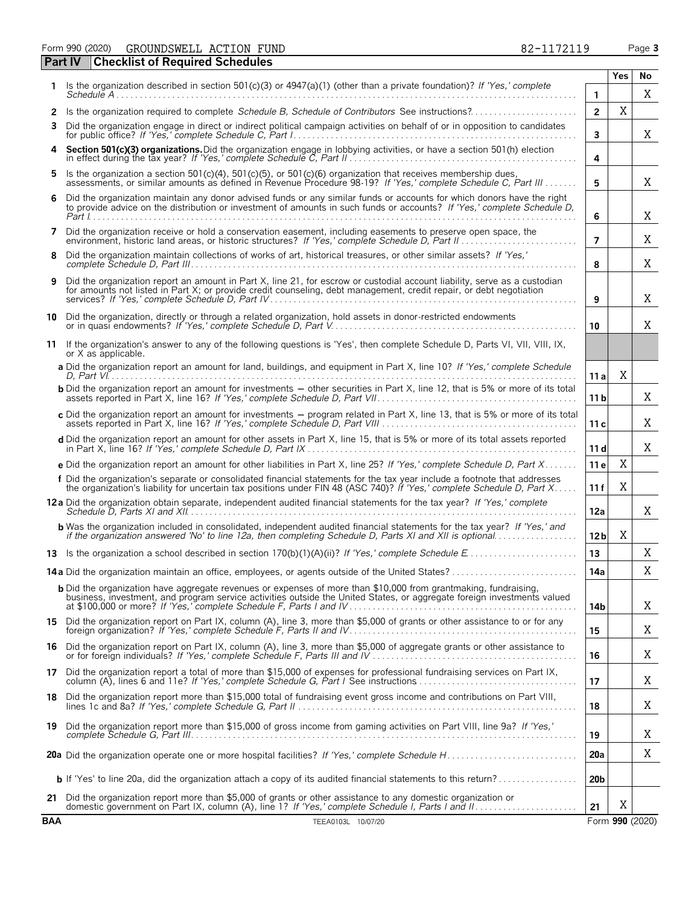Form 990 (2020) GROUNDSWELL ACTION FUND 82-1172119

## Part IV Checklist of Required Schedules

| | | | Yes | No |
|---|---|---|---|---|
| 1 | Is the organization described in section 501(c)(3) or 4947(a)(1) (other than a private foundation)? *If 'Yes,' complete Schedule A* | 1 | | X |
| 2 | Is the organization required to complete *Schedule B, Schedule of Contributors* See instructions? | 2 | X | |
| 3 | Did the organization engage in direct or indirect political campaign activities on behalf of or in opposition to candidates for public office? *If 'Yes,' complete Schedule C, Part I* | 3 | | X |
| 4 | **Section 501(c)(3) organizations.** Did the organization engage in lobbying activities, or have a section 501(h) election in effect during the tax year? *If 'Yes,' complete Schedule C, Part II* | 4 | | |
| 5 | Is the organization a section 501(c)(4), 501(c)(5), or 501(c)(6) organization that receives membership dues, assessments, or similar amounts as defined in Revenue Procedure 98-19? *If 'Yes,' complete Schedule C, Part III* | 5 | | X |
| 6 | Did the organization maintain any donor advised funds or any similar funds or accounts for which donors have the right to provide advice on the distribution or investment of amounts in such funds or accounts? *If 'Yes,' complete Schedule D, Part I* | 6 | | X |
| 7 | Did the organization receive or hold a conservation easement, including easements to preserve open space, the environment, historic land areas, or historic structures? *If 'Yes,' complete Schedule D, Part II* | 7 | | X |
| 8 | Did the organization maintain collections of works of art, historical treasures, or other similar assets? *If 'Yes,' complete Schedule D, Part III* | 8 | | X |
| 9 | Did the organization report an amount in Part X, line 21, for escrow or custodial account liability, serve as a custodian for amounts not listed in Part X; or provide credit counseling, debt management, credit repair, or debt negotiation services? *If 'Yes,' complete Schedule D, Part IV* | 9 | | X |
| 10 | Did the organization, directly or through a related organization, hold assets in donor-restricted endowments or in quasi endowments? *If 'Yes,' complete Schedule D, Part V* | 10 | | X |
| 11 | If the organization's answer to any of the following questions is 'Yes', then complete Schedule D, Parts VI, VII, VIII, IX, or X as applicable. | | | |
| | **a** Did the organization report an amount for land, buildings, and equipment in Part X, line 10? *If 'Yes,' complete Schedule D, Part VI* | 11a | X | |
| | **b** Did the organization report an amount for investments — other securities in Part X, line 12, that is 5% or more of its total assets reported in Part X, line 16? *If 'Yes,' complete Schedule D, Part VII* | 11b | | X |
| | **c** Did the organization report an amount for investments — program related in Part X, line 13, that is 5% or more of its total assets reported in Part X, line 16? *If 'Yes,' complete Schedule D, Part VIII* | 11c | | X |
| | **d** Did the organization report an amount for other assets in Part X, line 15, that is 5% or more of its total assets reported in Part X, line 16? *If 'Yes,' complete Schedule D, Part IX* | 11d | | X |
| | **e** Did the organization report an amount for other liabilities in Part X, line 25? *If 'Yes,' complete Schedule D, Part X* | 11e | X | |
| | **f** Did the organization's separate or consolidated financial statements for the tax year include a footnote that addresses the organization's liability for uncertain tax positions under FIN 48 (ASC 740)? *If 'Yes,' complete Schedule D, Part X* | 11f | X | |
| 12a | Did the organization obtain separate, independent audited financial statements for the tax year? *If 'Yes,' complete Schedule D, Parts XI and XII* | 12a | | X |
| | **b** Was the organization included in consolidated, independent audited financial statements for the tax year? *If 'Yes,' and if the organization answered 'No' to line 12a, then completing Schedule D, Parts XI and XII is optional* | 12b | X | |
| 13 | Is the organization a school described in section 170(b)(1)(A)(ii)? *If 'Yes,' complete Schedule E* | 13 | | X |
| 14a | Did the organization maintain an office, employees, or agents outside of the United States? | 14a | | X |
| | **b** Did the organization have aggregate revenues or expenses of more than $10,000 from grantmaking, fundraising, business, investment, and program service activities outside the United States, or aggregate foreign investments valued at $100,000 or more? *If 'Yes,' complete Schedule F, Parts I and IV* | 14b | | X |
| 15 | Did the organization report on Part IX, column (A), line 3, more than $5,000 of grants or other assistance to or for any foreign organization? *If 'Yes,' complete Schedule F, Parts II and IV* | 15 | | X |
| 16 | Did the organization report on Part IX, column (A), line 3, more than $5,000 of aggregate grants or other assistance to or for foreign individuals? *If 'Yes,' complete Schedule F, Parts III and IV* | 16 | | X |
| 17 | Did the organization report a total of more than $15,000 of expenses for professional fundraising services on Part IX, column (A), lines 6 and 11e? *If 'Yes,' complete Schedule G, Part I* See instructions | 17 | | X |
| 18 | Did the organization report more than $15,000 total of fundraising event gross income and contributions on Part VIII, lines 1c and 8a? *If 'Yes,' complete Schedule G, Part II* | 18 | | X |
| 19 | Did the organization report more than $15,000 of gross income from gaming activities on Part VIII, line 9a? *If 'Yes,' complete Schedule G, Part III* | 19 | | X |
| 20a | Did the organization operate one or more hospital facilities? *If 'Yes,' complete Schedule H* | 20a | | X |
| | **b** If 'Yes' to line 20a, did the organization attach a copy of its audited financial statements to this return? | 20b | | |
| 21 | Did the organization report more than $5,000 of grants or other assistance to any domestic organization or domestic government on Part IX, column (A), line 1? *If 'Yes,' complete Schedule I, Parts I and II* | 21 | X | |

BAA TEEA0103L 10/07/20 Form **990** (2020)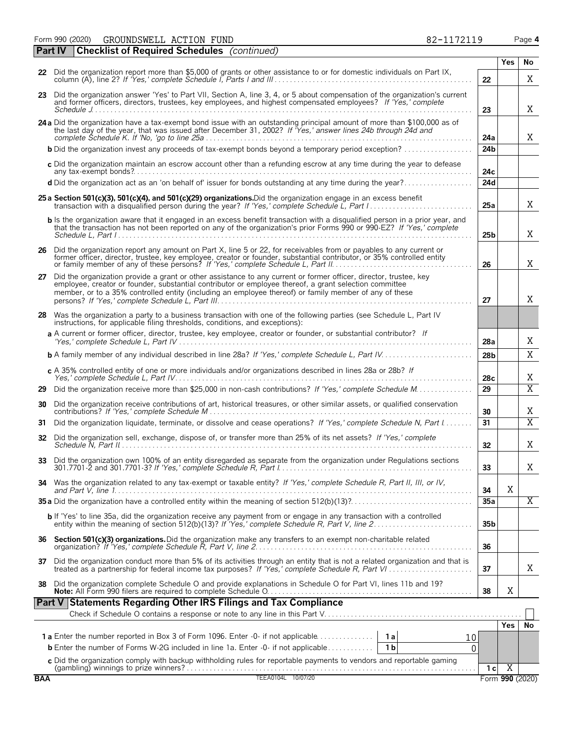Form 990 (2020) GROUNDSWELL ACTION FUND 82-1172119

## Part IV Checklist of Required Schedules *(continued)*

| | | | Yes | No |
|---|---|---|---|---|
| 22 | Did the organization report more than $5,000 of grants or other assistance to or for domestic individuals on Part IX, column (A), line 2? *If 'Yes,' complete Schedule I, Parts I and III* | 22 | | X |
| 23 | Did the organization answer 'Yes' to Part VII, Section A, line 3, 4, or 5 about compensation of the organization's current and former officers, directors, trustees, key employees, and highest compensated employees? *If 'Yes,' complete Schedule J* | 23 | | X |
| 24a | Did the organization have a tax-exempt bond issue with an outstanding principal amount of more than $100,000 as of the last day of the year, that was issued after December 31, 2002? *If 'Yes,' answer lines 24b through 24d and complete Schedule K. If 'No,' go to line 25a* | 24a | | X |
| b | Did the organization invest any proceeds of tax-exempt bonds beyond a temporary period exception? | 24b | | |
| c | Did the organization maintain an escrow account other than a refunding escrow at any time during the year to defease any tax-exempt bonds? | 24c | | |
| d | Did the organization act as an 'on behalf of' issuer for bonds outstanding at any time during the year? | 24d | | |
| 25a | **Section 501(c)(3), 501(c)(4), and 501(c)(29) organizations.** Did the organization engage in an excess benefit transaction with a disqualified person during the year? *If 'Yes,' complete Schedule L, Part I* | 25a | | X |
| b | Is the organization aware that it engaged in an excess benefit transaction with a disqualified person in a prior year, and that the transaction has not been reported on any of the organization's prior Forms 990 or 990-EZ? *If 'Yes,' complete Schedule L, Part I* | 25b | | X |
| 26 | Did the organization report any amount on Part X, line 5 or 22, for receivables from or payables to any current or former officer, director, trustee, key employee, creator or founder, substantial contributor, or 35% controlled entity or family member of any of these persons? *If 'Yes,' complete Schedule L, Part II* | 26 | | X |
| 27 | Did the organization provide a grant or other assistance to any current or former officer, director, trustee, key employee, creator or founder, substantial contributor or employee thereof, a grant selection committee member, or to a 35% controlled entity (including an employee thereof) or family member of any of these persons? *If 'Yes,' complete Schedule L, Part III* | 27 | | X |
| 28 | Was the organization a party to a business transaction with one of the following parties (see Schedule L, Part IV instructions, for applicable filing thresholds, conditions, and exceptions): | | | |
| a | A current or former officer, director, trustee, key employee, creator or founder, or substantial contributor? *If 'Yes,' complete Schedule L, Part IV* | 28a | | X |
| b | A family member of any individual described in line 28a? *If 'Yes,' complete Schedule L, Part IV* | 28b | | X |
| c | A 35% controlled entity of one or more individuals and/or organizations described in lines 28a or 28b? *If Yes,' complete Schedule L, Part IV* | 28c | | X |
| 29 | Did the organization receive more than $25,000 in non-cash contributions? *If 'Yes,' complete Schedule M* | 29 | | X |
| 30 | Did the organization receive contributions of art, historical treasures, or other similar assets, or qualified conservation contributions? *If 'Yes,' complete Schedule M* | 30 | | X |
| 31 | Did the organization liquidate, terminate, or dissolve and cease operations? *If 'Yes,' complete Schedule N, Part I* | 31 | | X |
| 32 | Did the organization sell, exchange, dispose of, or transfer more than 25% of its net assets? *If 'Yes,' complete Schedule N, Part II* | 32 | | X |
| 33 | Did the organization own 100% of an entity disregarded as separate from the organization under Regulations sections 301.7701-2 and 301.7701-3? *If 'Yes,' complete Schedule R, Part I* | 33 | | X |
| 34 | Was the organization related to any tax-exempt or taxable entity? *If 'Yes,' complete Schedule R, Part II, III, or IV, and Part V, line 1* | 34 | X | |
| 35a | Did the organization have a controlled entity within the meaning of section 512(b)(13)? | 35a | | X |
| b | If 'Yes' to line 35a, did the organization receive any payment from or engage in any transaction with a controlled entity within the meaning of section 512(b)(13)? *If 'Yes,' complete Schedule R, Part V, line 2* | 35b | | |
| 36 | **Section 501(c)(3) organizations.** Did the organization make any transfers to an exempt non-charitable related organization? *If 'Yes,' complete Schedule R, Part V, line 2* | 36 | | |
| 37 | Did the organization conduct more than 5% of its activities through an entity that is not a related organization and that is treated as a partnership for federal income tax purposes? *If 'Yes,' complete Schedule R, Part VI* | 37 | | X |
| 38 | Did the organization complete Schedule O and provide explanations in Schedule O for Part VI, lines 11b and 19? **Note:** All Form 990 filers are required to complete Schedule O. | 38 | X | |

## Part V Statements Regarding Other IRS Filings and Tax Compliance

Check if Schedule O contains a response or note to any line in this Part V ☐

| | | | | | Yes | No |
|---|---|---|---|---|---|---|
| 1a | Enter the number reported in Box 3 of Form 1096. Enter -0- if not applicable | 1a | 10 | | | |
| b | Enter the number of Forms W-2G included in line 1a. Enter -0- if not applicable | 1b | 0 | | | |
| c | Did the organization comply with backup withholding rules for reportable payments to vendors and reportable gaming (gambling) winnings to prize winners? | | | 1c | X | |

BAA TEEA0104L 10/07/20 Form **990** (2020)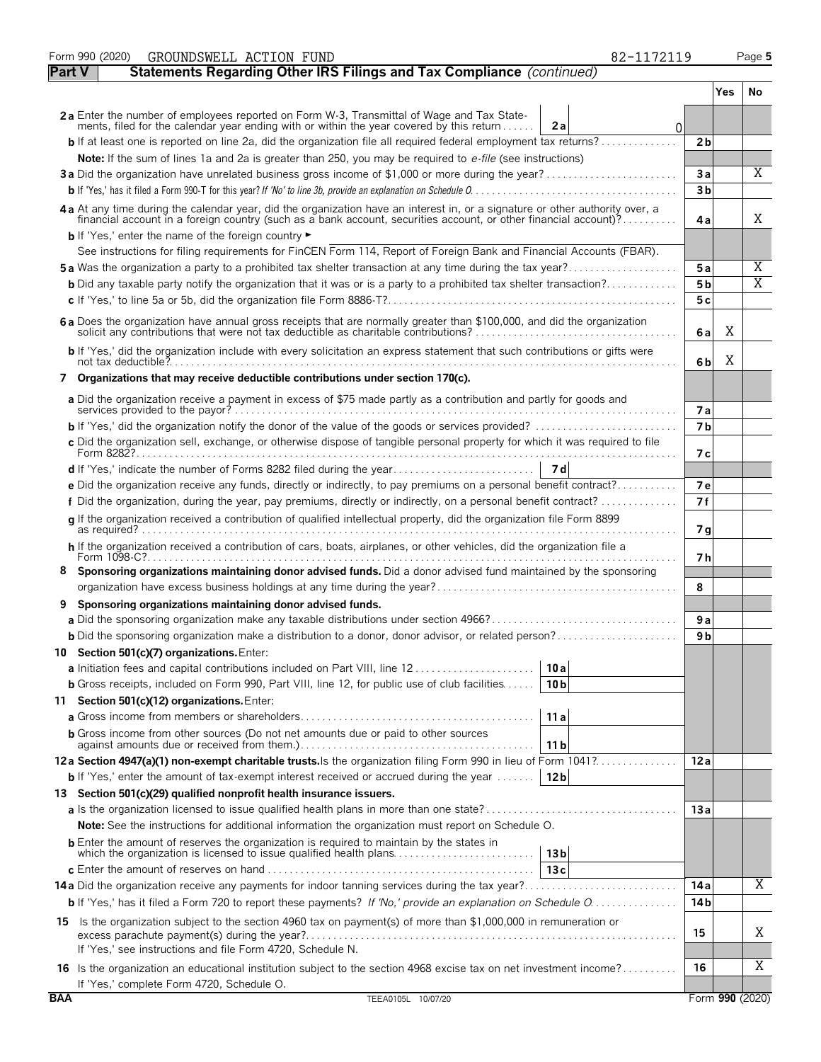Form 990 (2020) GROUNDSWELL ACTION FUND 82-1172119

## Part V — Statements Regarding Other IRS Filings and Tax Compliance *(continued)*

| | | | Yes | No |
|---|---|---|---|---|
| **2a** Enter the number of employees reported on Form W-3, Transmittal of Wage and Tax Statements, filed for the calendar year ending with or within the year covered by this return | **2a** | 0 | | |
| **b** If at least one is reported on line 2a, did the organization file all required federal employment tax returns? | | **2b** | | |
| **Note:** If the sum of lines 1a and 2a is greater than 250, you may be required to *e-file* (see instructions) | | | | |
| **3a** Did the organization have unrelated business gross income of $1,000 or more during the year? | | **3a** | | X |
| **b** If 'Yes,' has it filed a Form 990-T for this year? *If 'No' to line 3b, provide an explanation on Schedule O* | | **3b** | | |
| **4a** At any time during the calendar year, did the organization have an interest in, or a signature or other authority over, a financial account in a foreign country (such as a bank account, securities account, or other financial account)? | | **4a** | | X |
| **b** If 'Yes,' enter the name of the foreign country ► | | | | |
| See instructions for filing requirements for FinCEN Form 114, Report of Foreign Bank and Financial Accounts (FBAR). | | | | |
| **5a** Was the organization a party to a prohibited tax shelter transaction at any time during the tax year? | | **5a** | | X |
| **b** Did any taxable party notify the organization that it was or is a party to a prohibited tax shelter transaction? | | **5b** | | X |
| **c** If 'Yes,' to line 5a or 5b, did the organization file Form 8886-T? | | **5c** | | |
| **6a** Does the organization have annual gross receipts that are normally greater than $100,000, and did the organization solicit any contributions that were not tax deductible as charitable contributions? | | **6a** | X | |
| **b** If 'Yes,' did the organization include with every solicitation an express statement that such contributions or gifts were not tax deductible? | | **6b** | X | |
| **7 Organizations that may receive deductible contributions under section 170(c).** | | | | |
| **a** Did the organization receive a payment in excess of $75 made partly as a contribution and partly for goods and services provided to the payor? | | **7a** | | |
| **b** If 'Yes,' did the organization notify the donor of the value of the goods or services provided? | | **7b** | | |
| **c** Did the organization sell, exchange, or otherwise dispose of tangible personal property for which it was required to file Form 8282? | | **7c** | | |
| **d** If 'Yes,' indicate the number of Forms 8282 filed during the year | **7d** | | | |
| **e** Did the organization receive any funds, directly or indirectly, to pay premiums on a personal benefit contract? | | **7e** | | |
| **f** Did the organization, during the year, pay premiums, directly or indirectly, on a personal benefit contract? | | **7f** | | |
| **g** If the organization received a contribution of qualified intellectual property, did the organization file Form 8899 as required? | | **7g** | | |
| **h** If the organization received a contribution of cars, boats, airplanes, or other vehicles, did the organization file a Form 1098-C? | | **7h** | | |
| **8 Sponsoring organizations maintaining donor advised funds.** Did a donor advised fund maintained by the sponsoring organization have excess business holdings at any time during the year? | | **8** | | |
| **9 Sponsoring organizations maintaining donor advised funds.** | | | | |
| **a** Did the sponsoring organization make any taxable distributions under section 4966? | | **9a** | | |
| **b** Did the sponsoring organization make a distribution to a donor, donor advisor, or related person? | | **9b** | | |
| **10 Section 501(c)(7) organizations.** Enter: | | | | |
| **a** Initiation fees and capital contributions included on Part VIII, line 12 | **10a** | | | |
| **b** Gross receipts, included on Form 990, Part VIII, line 12, for public use of club facilities | **10b** | | | |
| **11 Section 501(c)(12) organizations.** Enter: | | | | |
| **a** Gross income from members or shareholders | **11a** | | | |
| **b** Gross income from other sources (Do not net amounts due or paid to other sources against amounts due or received from them.) | **11b** | | | |
| **12a Section 4947(a)(1) non-exempt charitable trusts.** Is the organization filing Form 990 in lieu of Form 1041? | | **12a** | | |
| **b** If 'Yes,' enter the amount of tax-exempt interest received or accrued during the year | **12b** | | | |
| **13 Section 501(c)(29) qualified nonprofit health insurance issuers.** | | | | |
| **a** Is the organization licensed to issue qualified health plans in more than one state? | | **13a** | | |
| **Note:** See the instructions for additional information the organization must report on Schedule O. | | | | |
| **b** Enter the amount of reserves the organization is required to maintain by the states in which the organization is licensed to issue qualified health plans | **13b** | | | |
| **c** Enter the amount of reserves on hand | **13c** | | | |
| **14a** Did the organization receive any payments for indoor tanning services during the tax year? | | **14a** | | X |
| **b** If 'Yes,' has it filed a Form 720 to report these payments? *If 'No,' provide an explanation on Schedule O* | | **14b** | | |
| **15** Is the organization subject to the section 4960 tax on payment(s) of more than $1,000,000 in remuneration or excess parachute payment(s) during the year? | | **15** | | X |
| If 'Yes,' see instructions and file Form 4720, Schedule N. | | | | |
| **16** Is the organization an educational institution subject to the section 4968 excise tax on net investment income? | | **16** | | X |
| If 'Yes,' complete Form 4720, Schedule O. | | | | |

BAA TEEA0105L 10/07/20 Form **990** (2020)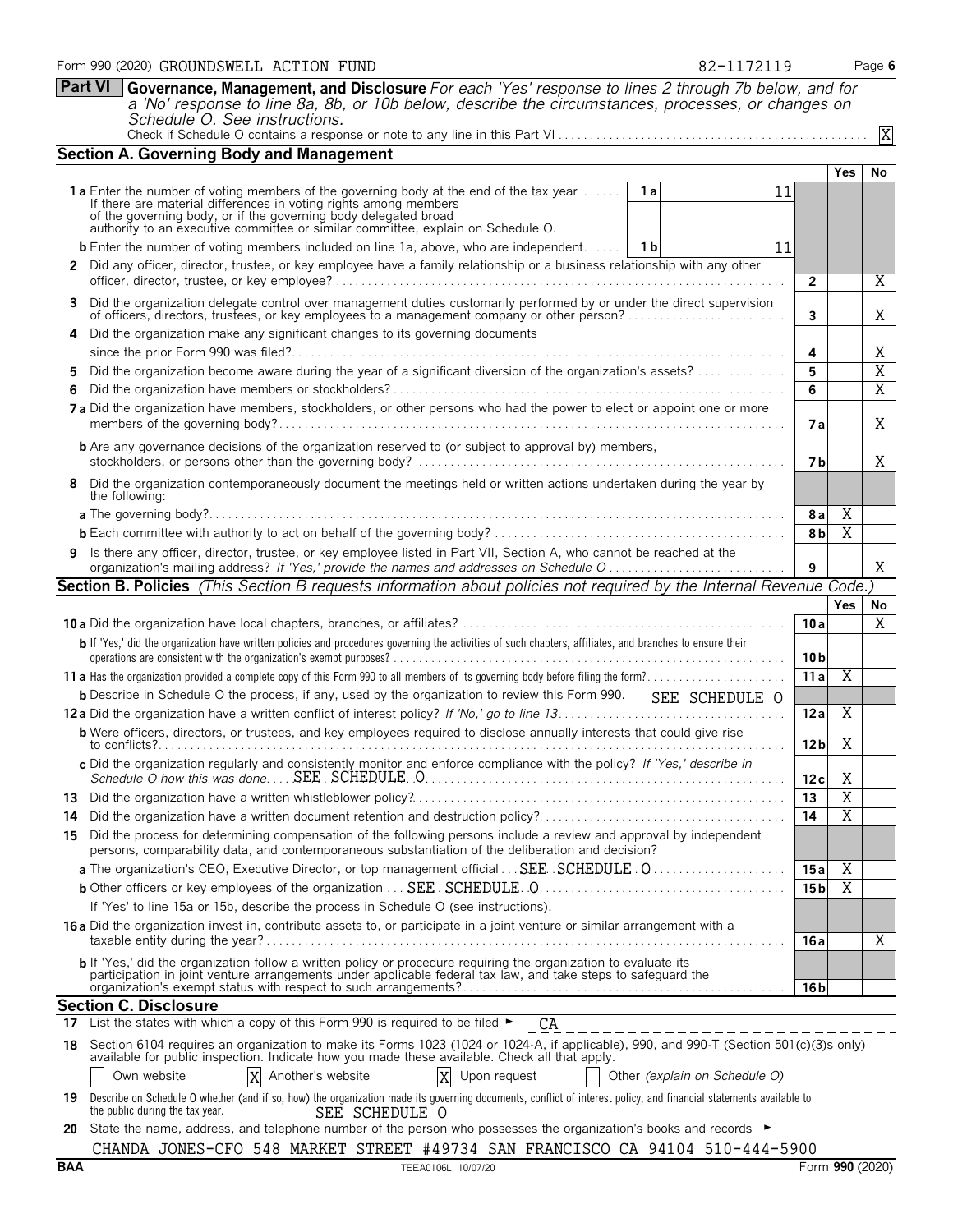Form 990 (2020) GROUNDSWELL ACTION FUND 82-1172119 Page 6

**Part VI Governance, Management, and Disclosure** *For each 'Yes' response to lines 2 through 7b below, and for a 'No' response to line 8a, 8b, or 10b below, describe the circumstances, processes, or changes on Schedule O. See instructions.*

Check if Schedule O contains a response or note to any line in this Part VI . . . X

## Section A. Governing Body and Management

| | | | Yes | No |
|---|---|---|---|---|
| **1a** Enter the number of voting members of the governing body at the end of the tax year. If there are material differences in voting rights among members of the governing body, or if the governing body delegated broad authority to an executive committee or similar committee, explain on Schedule O. | 1a: 11 | | | |
| **b** Enter the number of voting members included on line 1a, above, who are independent | 1b: 11 | | | |
| **2** Did any officer, director, trustee, or key employee have a family relationship or a business relationship with any other officer, director, trustee, or key employee? | | 2 | | X |
| **3** Did the organization delegate control over management duties customarily performed by or under the direct supervision of officers, directors, trustees, or key employees to a management company or other person? | | 3 | | X |
| **4** Did the organization make any significant changes to its governing documents since the prior Form 990 was filed? | | 4 | | X |
| **5** Did the organization become aware during the year of a significant diversion of the organization's assets? | | 5 | | X |
| **6** Did the organization have members or stockholders? | | 6 | | X |
| **7a** Did the organization have members, stockholders, or other persons who had the power to elect or appoint one or more members of the governing body? | | 7a | | X |
| **b** Are any governance decisions of the organization reserved to (or subject to approval by) members, stockholders, or persons other than the governing body? | | 7b | | X |
| **8** Did the organization contemporaneously document the meetings held or written actions undertaken during the year by the following: | | | | |
| **a** The governing body? | | 8a | X | |
| **b** Each committee with authority to act on behalf of the governing body? | | 8b | X | |
| **9** Is there any officer, director, trustee, or key employee listed in Part VII, Section A, who cannot be reached at the organization's mailing address? *If 'Yes,' provide the names and addresses on Schedule O* | | 9 | | X |

## Section B. Policies *(This Section B requests information about policies not required by the Internal Revenue Code.)*

| | | Yes | No |
|---|---|---|---|
| **10a** Did the organization have local chapters, branches, or affiliates? | 10a | | X |
| **b** If 'Yes,' did the organization have written policies and procedures governing the activities of such chapters, affiliates, and branches to ensure their operations are consistent with the organization's exempt purposes? | 10b | | |
| **11a** Has the organization provided a complete copy of this Form 990 to all members of its governing body before filing the form? | 11a | X | |
| **b** Describe in Schedule O the process, if any, used by the organization to review this Form 990. SEE SCHEDULE O | | | |
| **12a** Did the organization have a written conflict of interest policy? *If 'No,' go to line 13* | 12a | X | |
| **b** Were officers, directors, or trustees, and key employees required to disclose annually interests that could give rise to conflicts? | 12b | X | |
| **c** Did the organization regularly and consistently monitor and enforce compliance with the policy? *If 'Yes,' describe in Schedule O how this was done* SEE SCHEDULE O | 12c | X | |
| **13** Did the organization have a written whistleblower policy? | 13 | X | |
| **14** Did the organization have a written document retention and destruction policy? | 14 | X | |
| **15** Did the process for determining compensation of the following persons include a review and approval by independent persons, comparability data, and contemporaneous substantiation of the deliberation and decision? | | | |
| **a** The organization's CEO, Executive Director, or top management official SEE SCHEDULE O | 15a | X | |
| **b** Other officers or key employees of the organization SEE SCHEDULE O | 15b | X | |
| If 'Yes' to line 15a or 15b, describe the process in Schedule O (see instructions). | | | |
| **16a** Did the organization invest in, contribute assets to, or participate in a joint venture or similar arrangement with a taxable entity during the year? | 16a | | X |
| **b** If 'Yes,' did the organization follow a written policy or procedure requiring the organization to evaluate its participation in joint venture arrangements under applicable federal tax law, and take steps to safeguard the organization's exempt status with respect to such arrangements? | 16b | | |

## Section C. Disclosure

**17** List the states with which a copy of this Form 990 is required to be filed ► CA

**18** Section 6104 requires an organization to make its Forms 1023 (1024 or 1024-A, if applicable), 990, and 990-T (Section 501(c)(3)s only) available for public inspection. Indicate how you made these available. Check all that apply.

☐ Own website  ☒ Another's website  ☒ Upon request  ☐ Other *(explain on Schedule O)*

**19** Describe on Schedule O whether (and if so, how) the organization made its governing documents, conflict of interest policy, and financial statements available to the public during the tax year. SEE SCHEDULE O

**20** State the name, address, and telephone number of the person who possesses the organization's books and records ►

CHANDA JONES-CFO 548 MARKET STREET #49734 SAN FRANCISCO CA 94104 510-444-5900

BAA TEEA0106L 10/07/20 Form **990** (2020)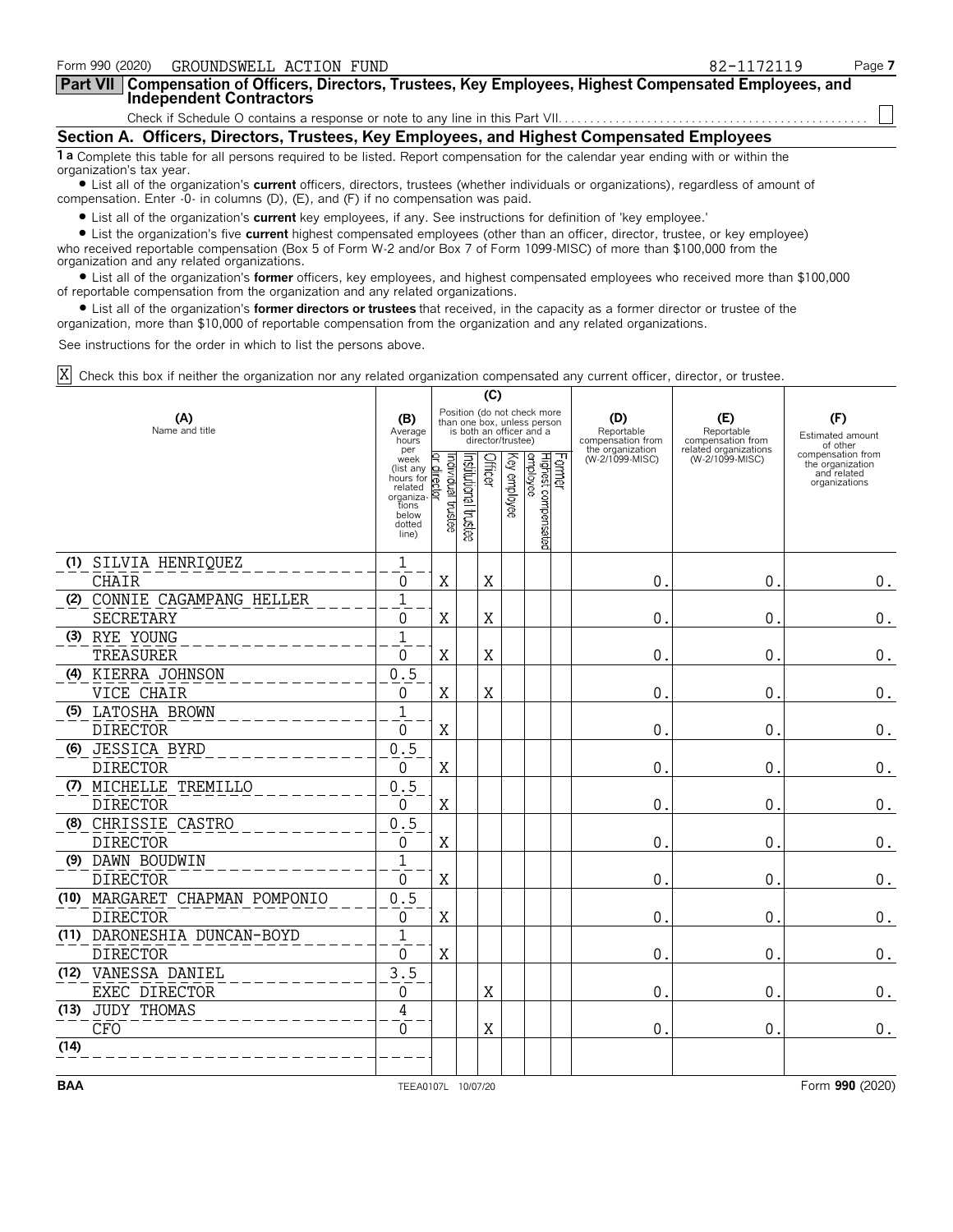Form 990 (2020) GROUNDSWELL ACTION FUND 82-1172119

## Part VII Compensation of Officers, Directors, Trustees, Key Employees, Highest Compensated Employees, and Independent Contractors

Check if Schedule O contains a response or note to any line in this Part VII. ☐

### Section A. Officers, Directors, Trustees, Key Employees, and Highest Compensated Employees

**1a** Complete this table for all persons required to be listed. Report compensation for the calendar year ending with or within the organization's tax year.

- List all of the organization's **current** officers, directors, trustees (whether individuals or organizations), regardless of amount of compensation. Enter -0- in columns (D), (E), and (F) if no compensation was paid.
- List all of the organization's **current** key employees, if any. See instructions for definition of 'key employee.'
- List the organization's five **current** highest compensated employees (other than an officer, director, trustee, or key employee) who received reportable compensation (Box 5 of Form W-2 and/or Box 7 of Form 1099-MISC) of more than $100,000 from the organization and any related organizations.
- List all of the organization's **former** officers, key employees, and highest compensated employees who received more than $100,000 of reportable compensation from the organization and any related organizations.
- List all of the organization's **former directors or trustees** that received, in the capacity as a former director or trustee of the organization, more than $10,000 of reportable compensation from the organization and any related organizations.

See instructions for the order in which to list the persons above.

☒ Check this box if neither the organization nor any related organization compensated any current officer, director, or trustee.

| (A) Name and title | (B) Average hours per week (list any hours for related organizations below dotted line) | (C) Individual trustee or director | Institutional trustee | Officer | Key employee | Highest compensated employee | Former | (D) Reportable compensation from the organization (W-2/1099-MISC) | (E) Reportable compensation from related organizations (W-2/1099-MISC) | (F) Estimated amount of other compensation from the organization and related organizations |
|---|---|---|---|---|---|---|---|---|---|---|
| (1) SILVIA HENRIQUEZ<br>CHAIR | 1<br>0 | X | | X | | | | 0. | 0. | 0. |
| (2) CONNIE CAGAMPANG HELLER<br>SECRETARY | 1<br>0 | X | | X | | | | 0. | 0. | 0. |
| (3) RYE YOUNG<br>TREASURER | 1<br>0 | X | | X | | | | 0. | 0. | 0. |
| (4) KIERRA JOHNSON<br>VICE CHAIR | 0.5<br>0 | X | | X | | | | 0. | 0. | 0. |
| (5) LATOSHA BROWN<br>DIRECTOR | 1<br>0 | X | | | | | | 0. | 0. | 0. |
| (6) JESSICA BYRD<br>DIRECTOR | 0.5<br>0 | X | | | | | | 0. | 0. | 0. |
| (7) MICHELLE TREMILLO<br>DIRECTOR | 0.5<br>0 | X | | | | | | 0. | 0. | 0. |
| (8) CHRISSIE CASTRO<br>DIRECTOR | 0.5<br>0 | X | | | | | | 0. | 0. | 0. |
| (9) DAWN BOUDWIN<br>DIRECTOR | 1<br>0 | X | | | | | | 0. | 0. | 0. |
| (10) MARGARET CHAPMAN POMPONIO<br>DIRECTOR | 0.5<br>0 | X | | | | | | 0. | 0. | 0. |
| (11) DARONESHIA DUNCAN-BOYD<br>DIRECTOR | 1<br>0 | X | | | | | | 0. | 0. | 0. |
| (12) VANESSA DANIEL<br>EXEC DIRECTOR | 3.5<br>0 | | | X | | | | 0. | 0. | 0. |
| (13) JUDY THOMAS<br>CFO | 4<br>0 | | | X | | | | 0. | 0. | 0. |
| (14) | | | | | | | | | | |

BAA TEEA0107L 10/07/20 Form **990** (2020)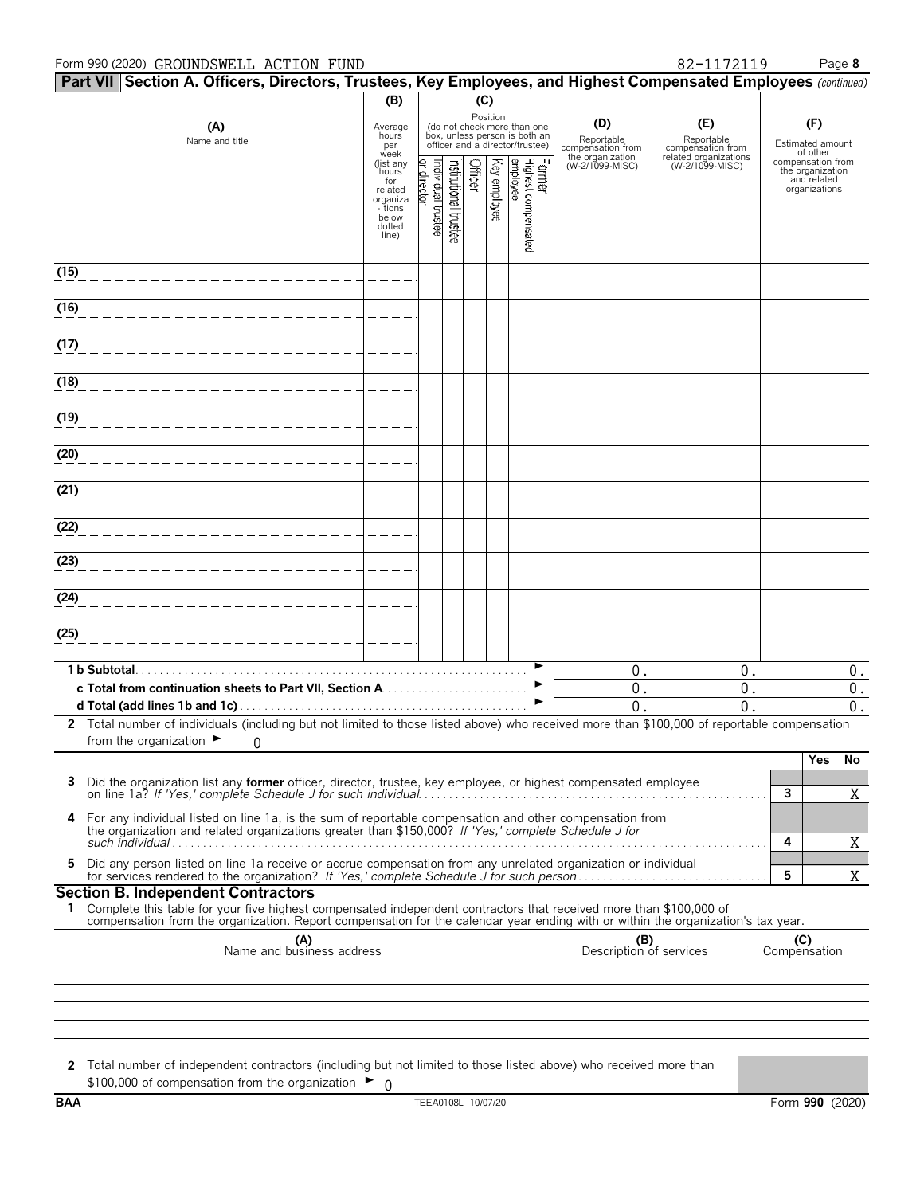Form 990 (2020) GROUNDSWELL ACTION FUND 82-1172119 Page **8**

## Part VII Section A. Officers, Directors, Trustees, Key Employees, and Highest Compensated Employees *(continued)*

| (A) Name and title | (B) Average hours per week (list any hours for related organizations below dotted line) | (C) Position: Individual trustee or director | Institutional trustee | Officer | Key employee | Highest compensated employee | Former | (D) Reportable compensation from the organization (W-2/1099-MISC) | (E) Reportable compensation from related organizations (W-2/1099-MISC) | (F) Estimated amount of other compensation from the organization and related organizations |
|---|---|---|---|---|---|---|---|---|---|---|
| (15) | | | | | | | | | | |
| (16) | | | | | | | | | | |
| (17) | | | | | | | | | | |
| (18) | | | | | | | | | | |
| (19) | | | | | | | | | | |
| (20) | | | | | | | | | | |
| (21) | | | | | | | | | | |
| (22) | | | | | | | | | | |
| (23) | | | | | | | | | | |
| (24) | | | | | | | | | | |
| (25) | | | | | | | | | | |
| **1 b Subtotal** | | | | | | | | 0. | 0. | 0. |
| **c Total from continuation sheets to Part VII, Section A** | | | | | | | | 0. | 0. | 0. |
| **d Total (add lines 1b and 1c)** | | | | | | | | 0. | 0. | 0. |

**2** Total number of individuals (including but not limited to those listed above) who received more than $100,000 of reportable compensation from the organization ► 0

| | | Yes | No |
|---|---|---|---|
| **3** Did the organization list any **former** officer, director, trustee, key employee, or highest compensated employee on line 1a? *If 'Yes,' complete Schedule J for such individual* | 3 | | X |
| **4** For any individual listed on line 1a, is the sum of reportable compensation and other compensation from the organization and related organizations greater than $150,000? *If 'Yes,' complete Schedule J for such individual* | 4 | | X |
| **5** Did any person listed on line 1a receive or accrue compensation from any unrelated organization or individual for services rendered to the organization? *If 'Yes,' complete Schedule J for such person* | 5 | | X |

### Section B. Independent Contractors

**1** Complete this table for your five highest compensated independent contractors that received more than $100,000 of compensation from the organization. Report compensation for the calendar year ending with or within the organization's tax year.

| (A) Name and business address | (B) Description of services | (C) Compensation |
|---|---|---|
| | | |
| | | |
| | | |
| | | |
| | | |

**2** Total number of independent contractors (including but not limited to those listed above) who received more than $100,000 of compensation from the organization ► 0

BAA TEEA0108L 10/07/20 Form **990** (2020)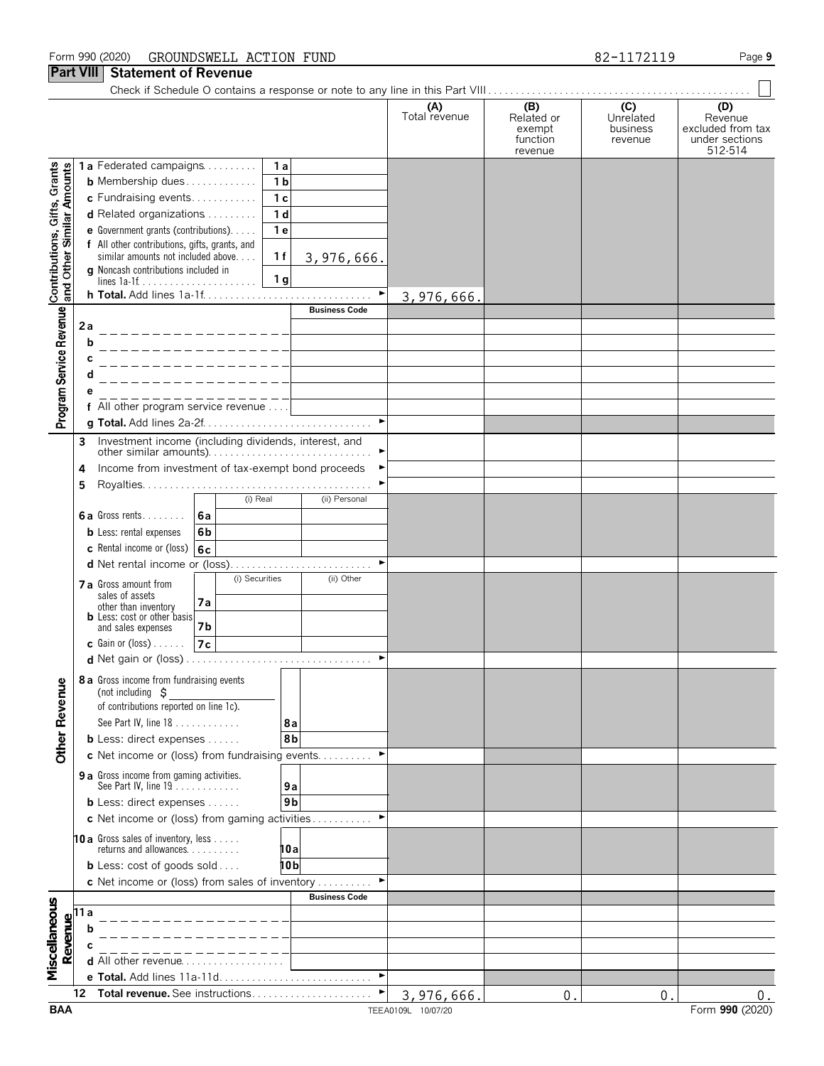Form 990 (2020) GROUNDSWELL ACTION FUND 82-1172119 Page 9

## Part VIII Statement of Revenue

Check if Schedule O contains a response or note to any line in this Part VIII . . . . . . . . . . ☐

| | | | (A) Total revenue | (B) Related or exempt function revenue | (C) Unrelated business revenue | (D) Revenue excluded from tax under sections 512-514 |
|---|---|---|---|---|---|---|
| **Contributions, Gifts, Grants and Other Similar Amounts** | 1a Federated campaigns . . . 1a | | | | | |
| | b Membership dues . . . 1b | | | | | |
| | c Fundraising events . . . 1c | | | | | |
| | d Related organizations . . . 1d | | | | | |
| | e Government grants (contributions) . . . 1e | | | | | |
| | f All other contributions, gifts, grants, and similar amounts not included above . . . 1f | 3,976,666. | | | | |
| | g Noncash contributions included in lines 1a-1f . . . 1g | | | | | |
| | h **Total.** Add lines 1a-1f . . . ► | | 3,976,666. | | | |
| **Program Service Revenue** | | **Business Code** | | | | |
| | 2a | | | | | |
| | b | | | | | |
| | c | | | | | |
| | d | | | | | |
| | e | | | | | |
| | f All other program service revenue . . . | | | | | |
| | g **Total.** Add lines 2a-2f . . . ► | | | | | |
| | 3 Investment income (including dividends, interest, and other similar amounts) . . . ► | | | | | |
| | 4 Income from investment of tax-exempt bond proceeds ► | | | | | |
| | 5 Royalties . . . ► | | | | | |
| | | (i) Real / (ii) Personal | | | | |
| | 6a Gross rents . . . 6a | | | | | |
| | b Less: rental expenses 6b | | | | | |
| | c Rental income or (loss) 6c | | | | | |
| | d Net rental income or (loss) . . . ► | | | | | |
| | | (i) Securities / (ii) Other | | | | |
| | 7a Gross amount from sales of assets other than inventory 7a | | | | | |
| | b Less: cost or other basis and sales expenses 7b | | | | | |
| | c Gain or (loss) . . . 7c | | | | | |
| | d Net gain or (loss) . . . ► | | | | | |
| **Other Revenue** | 8a Gross income from fundraising events (not including $ ______ of contributions reported on line 1c). See Part IV, line 18 . . . 8a | | | | | |
| | b Less: direct expenses . . . 8b | | | | | |
| | c Net income or (loss) from fundraising events . . . ► | | | | | |
| | 9a Gross income from gaming activities. See Part IV, line 19 . . . 9a | | | | | |
| | b Less: direct expenses . . . 9b | | | | | |
| | c Net income or (loss) from gaming activities . . . ► | | | | | |
| | 10a Gross sales of inventory, less returns and allowances . . . 10a | | | | | |
| | b Less: cost of goods sold . . . 10b | | | | | |
| | c Net income or (loss) from sales of inventory . . . ► | | | | | |
| **Miscellaneous Revenue** | | **Business Code** | | | | |
| | 11a | | | | | |
| | b | | | | | |
| | c | | | | | |
| | d All other revenue . . . | | | | | |
| | e **Total.** Add lines 11a-11d . . . ► | | | | | |
| | 12 **Total revenue.** See instructions . . . ► | | 3,976,666. | 0. | 0. | 0. |

BAA TEEA0109L 10/07/20 Form **990** (2020)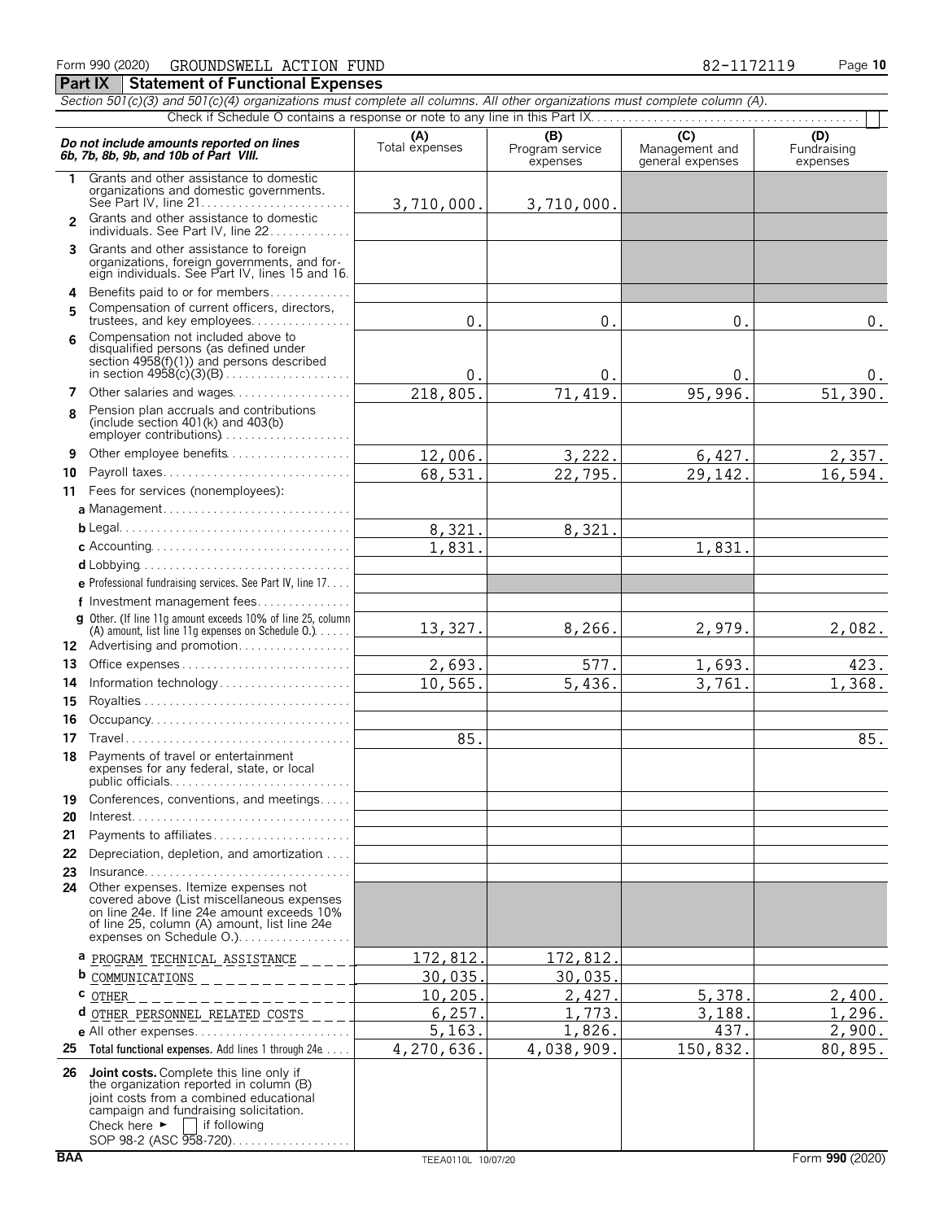Form 990 (2020) GROUNDSWELL ACTION FUND 82-1172119

## Part IX Statement of Functional Expenses

*Section 501(c)(3) and 501(c)(4) organizations must complete all columns. All other organizations must complete column (A).*

Check if Schedule O contains a response or note to any line in this Part IX . . . . . . . . . . ☐

| *Do not include amounts reported on lines 6b, 7b, 8b, 9b, and 10b of Part VIII.* | (A) Total expenses | (B) Program service expenses | (C) Management and general expenses | (D) Fundraising expenses |
|---|---|---|---|---|
| 1 Grants and other assistance to domestic organizations and domestic governments. See Part IV, line 21 | 3,710,000. | 3,710,000. | | |
| 2 Grants and other assistance to domestic individuals. See Part IV, line 22 | | | | |
| 3 Grants and other assistance to foreign organizations, foreign governments, and foreign individuals. See Part IV, lines 15 and 16 | | | | |
| 4 Benefits paid to or for members | | | | |
| 5 Compensation of current officers, directors, trustees, and key employees | 0. | 0. | 0. | 0. |
| 6 Compensation not included above to disqualified persons (as defined under section 4958(f)(1)) and persons described in section 4958(c)(3)(B) | 0. | 0. | 0. | 0. |
| 7 Other salaries and wages | 218,805. | 71,419. | 95,996. | 51,390. |
| 8 Pension plan accruals and contributions (include section 401(k) and 403(b) employer contributions) | | | | |
| 9 Other employee benefits | 12,006. | 3,222. | 6,427. | 2,357. |
| 10 Payroll taxes | 68,531. | 22,795. | 29,142. | 16,594. |
| 11 Fees for services (nonemployees): | | | | |
| a Management | | | | |
| b Legal | 8,321. | 8,321. | | |
| c Accounting | 1,831. | | 1,831. | |
| d Lobbying | | | | |
| e Professional fundraising services. See Part IV, line 17 | | | | |
| f Investment management fees | | | | |
| g Other. (If line 11g amount exceeds 10% of line 25, column (A) amount, list line 11g expenses on Schedule O.) | 13,327. | 8,266. | 2,979. | 2,082. |
| 12 Advertising and promotion | | | | |
| 13 Office expenses | 2,693. | 577. | 1,693. | 423. |
| 14 Information technology | 10,565. | 5,436. | 3,761. | 1,368. |
| 15 Royalties | | | | |
| 16 Occupancy | | | | |
| 17 Travel | 85. | | | 85. |
| 18 Payments of travel or entertainment expenses for any federal, state, or local public officials | | | | |
| 19 Conferences, conventions, and meetings | | | | |
| 20 Interest | | | | |
| 21 Payments to affiliates | | | | |
| 22 Depreciation, depletion, and amortization | | | | |
| 23 Insurance | | | | |
| 24 Other expenses. Itemize expenses not covered above (List miscellaneous expenses on line 24e. If line 24e amount exceeds 10% of line 25, column (A) amount, list line 24e expenses on Schedule O.) | | | | |
| a PROGRAM TECHNICAL ASSISTANCE | 172,812. | 172,812. | | |
| b COMMUNICATIONS | 30,035. | 30,035. | | |
| c OTHER | 10,205. | 2,427. | 5,378. | 2,400. |
| d OTHER PERSONNEL RELATED COSTS | 6,257. | 1,773. | 3,188. | 1,296. |
| e All other expenses | 5,163. | 1,826. | 437. | 2,900. |
| 25 Total functional expenses. Add lines 1 through 24e | 4,270,636. | 4,038,909. | 150,832. | 80,895. |
| 26 **Joint costs.** Complete this line only if the organization reported in column (B) joint costs from a combined educational campaign and fundraising solicitation. Check here ► ☐ if following SOP 98-2 (ASC 958-720) | | | | |

BAA TEEA0110L 10/07/20 Form **990** (2020)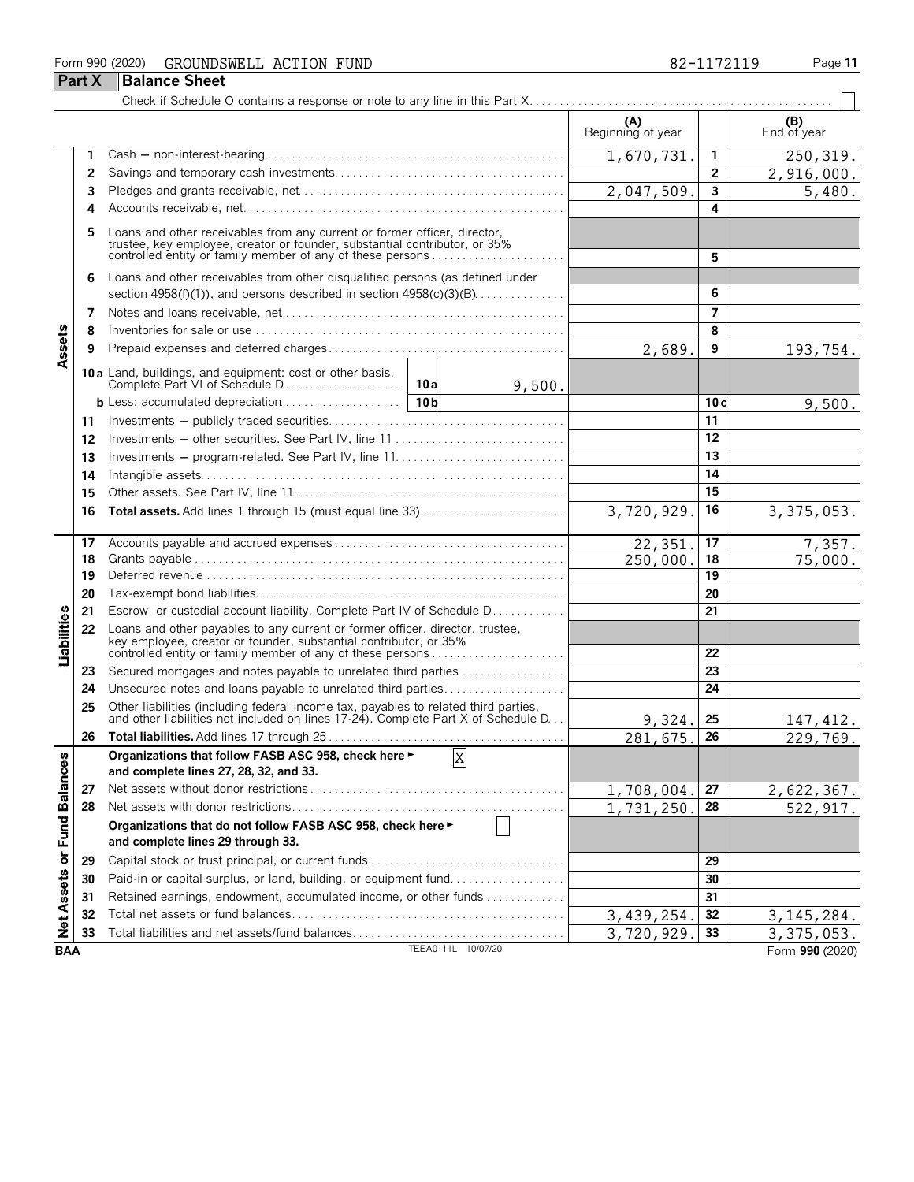Form 990 (2020) GROUNDSWELL ACTION FUND 82-1172119

## Part X Balance Sheet

Check if Schedule O contains a response or note to any line in this Part X

| Section | Line | Description | (A) Beginning of year | | (B) End of year |
|---|---|---|---|---|---|
| Assets | 1 | Cash — non-interest-bearing | 1,670,731. | 1 | 250,319. |
| | 2 | Savings and temporary cash investments | | 2 | 2,916,000. |
| | 3 | Pledges and grants receivable, net | 2,047,509. | 3 | 5,480. |
| | 4 | Accounts receivable, net | | 4 | |
| | 5 | Loans and other receivables from any current or former officer, director, trustee, key employee, creator or founder, substantial contributor, or 35% controlled entity or family member of any of these persons | | 5 | |
| | 6 | Loans and other receivables from other disqualified persons (as defined under section 4958(f)(1)), and persons described in section 4958(c)(3)(B) | | 6 | |
| | 7 | Notes and loans receivable, net | | 7 | |
| | 8 | Inventories for sale or use | | 8 | |
| | 9 | Prepaid expenses and deferred charges | 2,689. | 9 | 193,754. |
| | 10a | Land, buildings, and equipment: cost or other basis. Complete Part VI of Schedule D — 10a: 9,500. | | | |
| | b | Less: accumulated depreciation — 10b | | 10c | 9,500. |
| | 11 | Investments — publicly traded securities | | 11 | |
| | 12 | Investments — other securities. See Part IV, line 11 | | 12 | |
| | 13 | Investments — program-related. See Part IV, line 11 | | 13 | |
| | 14 | Intangible assets | | 14 | |
| | 15 | Other assets. See Part IV, line 11 | | 15 | |
| | 16 | **Total assets.** Add lines 1 through 15 (must equal line 33) | 3,720,929. | 16 | 3,375,053. |
| Liabilities | 17 | Accounts payable and accrued expenses | 22,351. | 17 | 7,357. |
| | 18 | Grants payable | 250,000. | 18 | 75,000. |
| | 19 | Deferred revenue | | 19 | |
| | 20 | Tax-exempt bond liabilities | | 20 | |
| | 21 | Escrow or custodial account liability. Complete Part IV of Schedule D | | 21 | |
| | 22 | Loans and other payables to any current or former officer, director, trustee, key employee, creator or founder, substantial contributor, or 35% controlled entity or family member of any of these persons | | 22 | |
| | 23 | Secured mortgages and notes payable to unrelated third parties | | 23 | |
| | 24 | Unsecured notes and loans payable to unrelated third parties | | 24 | |
| | 25 | Other liabilities (including federal income tax, payables to related third parties, and other liabilities not included on lines 17-24). Complete Part X of Schedule D | 9,324. | 25 | 147,412. |
| | 26 | **Total liabilities.** Add lines 17 through 25 | 281,675. | 26 | 229,769. |
| Net Assets or Fund Balances | | **Organizations that follow FASB ASC 958, check here ►** [X] **and complete lines 27, 28, 32, and 33.** | | | |
| | 27 | Net assets without donor restrictions | 1,708,004. | 27 | 2,622,367. |
| | 28 | Net assets with donor restrictions | 1,731,250. | 28 | 522,917. |
| | | **Organizations that do not follow FASB ASC 958, check here ►** [ ] **and complete lines 29 through 33.** | | | |
| | 29 | Capital stock or trust principal, or current funds | | 29 | |
| | 30 | Paid-in or capital surplus, or land, building, or equipment fund | | 30 | |
| | 31 | Retained earnings, endowment, accumulated income, or other funds | | 31 | |
| | 32 | Total net assets or fund balances | 3,439,254. | 32 | 3,145,284. |
| | 33 | Total liabilities and net assets/fund balances | 3,720,929. | 33 | 3,375,053. |

BAA TEEA0111L 10/07/20 Form **990** (2020)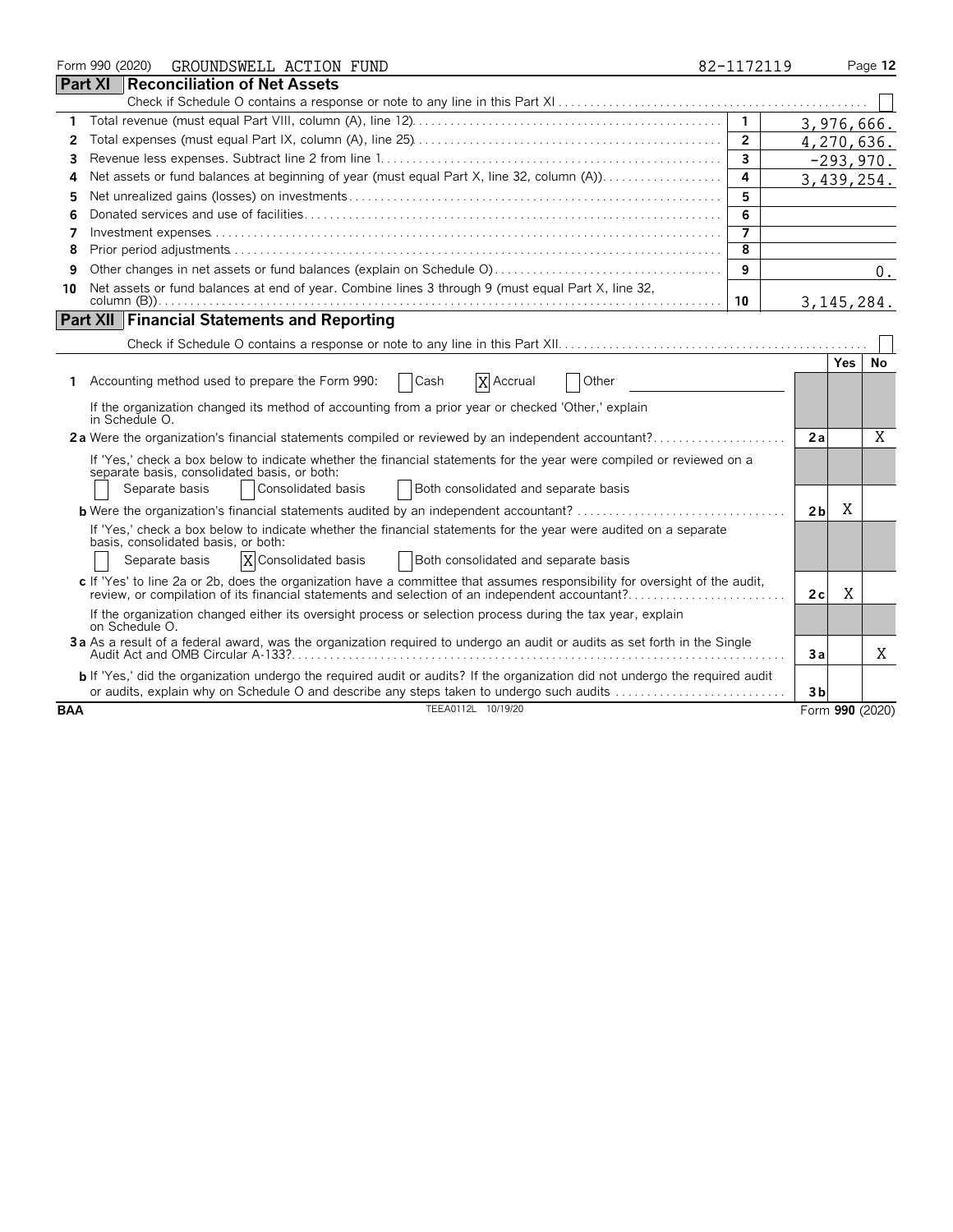Form 990 (2020) GROUNDSWELL ACTION FUND 82-1172119

## Part XI Reconciliation of Net Assets

Check if Schedule O contains a response or note to any line in this Part XI ☐

| | | | |
|---|---|---|---|
| 1 | Total revenue (must equal Part VIII, column (A), line 12) | 1 | 3,976,666. |
| 2 | Total expenses (must equal Part IX, column (A), line 25) | 2 | 4,270,636. |
| 3 | Revenue less expenses. Subtract line 2 from line 1 | 3 | -293,970. |
| 4 | Net assets or fund balances at beginning of year (must equal Part X, line 32, column (A)) | 4 | 3,439,254. |
| 5 | Net unrealized gains (losses) on investments | 5 | |
| 6 | Donated services and use of facilities | 6 | |
| 7 | Investment expenses | 7 | |
| 8 | Prior period adjustments | 8 | |
| 9 | Other changes in net assets or fund balances (explain on Schedule O) | 9 | 0. |
| 10 | Net assets or fund balances at end of year. Combine lines 3 through 9 (must equal Part X, line 32, column (B)) | 10 | 3,145,284. |

## Part XII Financial Statements and Reporting

Check if Schedule O contains a response or note to any line in this Part XII ☐

| | | | Yes | No |
|---|---|---|---|---|
| 1 | Accounting method used to prepare the Form 990: ☐ Cash ☒ Accrual ☐ Other | | | |
| | If the organization changed its method of accounting from a prior year or checked 'Other,' explain in Schedule O. | | | |
| 2a | Were the organization's financial statements compiled or reviewed by an independent accountant? | 2a | | X |
| | If 'Yes,' check a box below to indicate whether the financial statements for the year were compiled or reviewed on a separate basis, consolidated basis, or both: ☐ Separate basis ☐ Consolidated basis ☐ Both consolidated and separate basis | | | |
| b | Were the organization's financial statements audited by an independent accountant? | 2b | X | |
| | If 'Yes,' check a box below to indicate whether the financial statements for the year were audited on a separate basis, consolidated basis, or both: ☐ Separate basis ☒ Consolidated basis ☐ Both consolidated and separate basis | | | |
| c | If 'Yes' to line 2a or 2b, does the organization have a committee that assumes responsibility for oversight of the audit, review, or compilation of its financial statements and selection of an independent accountant? | 2c | X | |
| | If the organization changed either its oversight process or selection process during the tax year, explain on Schedule O. | | | |
| 3a | As a result of a federal award, was the organization required to undergo an audit or audits as set forth in the Single Audit Act and OMB Circular A-133? | 3a | | X |
| b | If 'Yes,' did the organization undergo the required audit or audits? If the organization did not undergo the required audit or audits, explain why on Schedule O and describe any steps taken to undergo such audits | 3b | | |

BAA TEEA0112L 10/19/20 Form 990 (2020)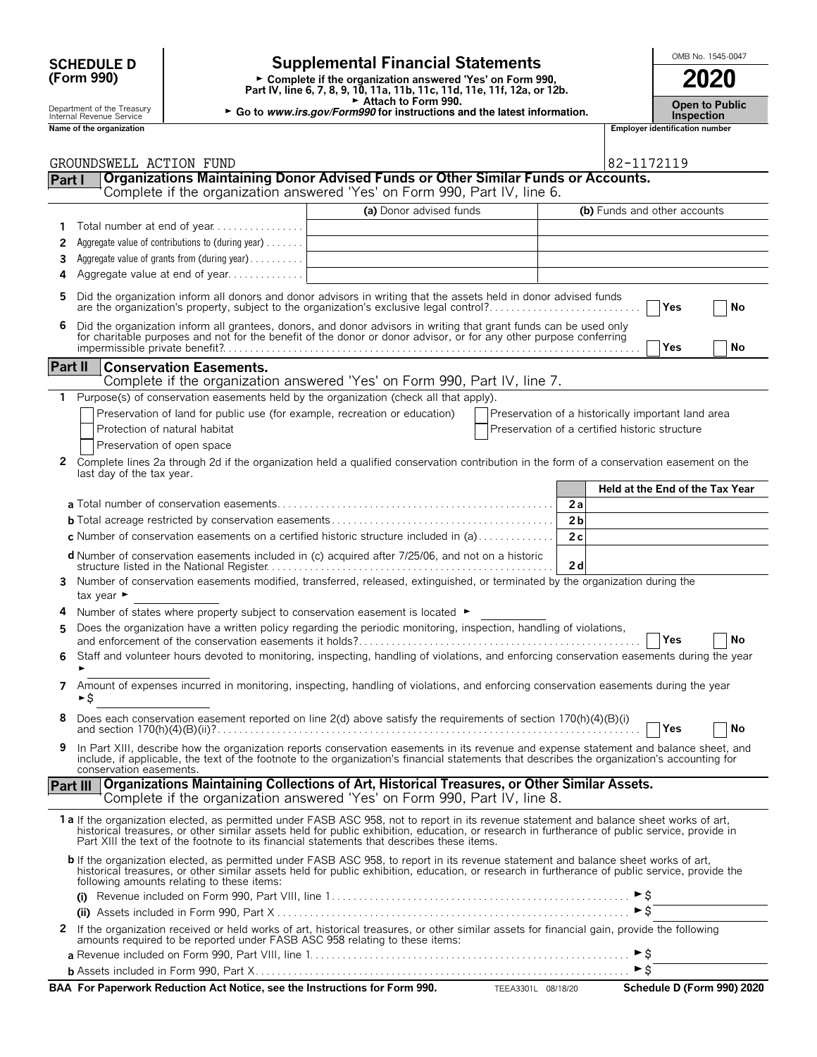**SCHEDULE D (Form 990)**

Department of the Treasury
Internal Revenue Service

# Supplemental Financial Statements

► Complete if the organization answered 'Yes' on Form 990, Part IV, line 6, 7, 8, 9, 10, 11a, 11b, 11c, 11d, 11e, 11f, 12a, or 12b.
► Attach to Form 990.
► Go to *www.irs.gov/Form990* for instructions and the latest information.

OMB No. 1545-0047

**2020**

**Open to Public Inspection**

**Name of the organization**: GROUNDSWELL ACTION FUND

**Employer identification number**: 82-1172119

## Part I — Organizations Maintaining Donor Advised Funds or Other Similar Funds or Accounts.

Complete if the organization answered 'Yes' on Form 990, Part IV, line 6.

| | | (a) Donor advised funds | (b) Funds and other accounts |
|---|---|---|---|
| 1 | Total number at end of year | | |
| 2 | Aggregate value of contributions to (during year) | | |
| 3 | Aggregate value of grants from (during year) | | |
| 4 | Aggregate value at end of year | | |

5 Did the organization inform all donors and donor advisors in writing that the assets held in donor advised funds are the organization's property, subject to the organization's exclusive legal control? ☐ Yes ☐ No

6 Did the organization inform all grantees, donors, and donor advisors in writing that grant funds can be used only for charitable purposes and not for the benefit of the donor or donor advisor, or for any other purpose conferring impermissible private benefit? ☐ Yes ☐ No

## Part II — Conservation Easements.

Complete if the organization answered 'Yes' on Form 990, Part IV, line 7.

1 Purpose(s) of conservation easements held by the organization (check all that apply).

☐ Preservation of land for public use (for example, recreation or education)
☐ Protection of natural habitat
☐ Preservation of open space
☐ Preservation of a historically important land area
☐ Preservation of a certified historic structure

2 Complete lines 2a through 2d if the organization held a qualified conservation contribution in the form of a conservation easement on the last day of the tax year.

| | | Held at the End of the Tax Year |
|---|---|---|
| a Total number of conservation easements | 2a | |
| b Total acreage restricted by conservation easements | 2b | |
| c Number of conservation easements on a certified historic structure included in (a) | 2c | |
| d Number of conservation easements included in (c) acquired after 7/25/06, and not on a historic structure listed in the National Register | 2d | |

3 Number of conservation easements modified, transferred, released, extinguished, or terminated by the organization during the tax year ►

4 Number of states where property subject to conservation easement is located ►

5 Does the organization have a written policy regarding the periodic monitoring, inspection, handling of violations, and enforcement of the conservation easements it holds? ☐ Yes ☐ No

6 Staff and volunteer hours devoted to monitoring, inspecting, handling of violations, and enforcing conservation easements during the year ►

7 Amount of expenses incurred in monitoring, inspecting, handling of violations, and enforcing conservation easements during the year ►$

8 Does each conservation easement reported on line 2(d) above satisfy the requirements of section 170(h)(4)(B)(i) and section 170(h)(4)(B)(ii)? ☐ Yes ☐ No

9 In Part XIII, describe how the organization reports conservation easements in its revenue and expense statement and balance sheet, and include, if applicable, the text of the footnote to the organization's financial statements that describes the organization's accounting for conservation easements.

## Part III — Organizations Maintaining Collections of Art, Historical Treasures, or Other Similar Assets.

Complete if the organization answered 'Yes' on Form 990, Part IV, line 8.

1a If the organization elected, as permitted under FASB ASC 958, not to report in its revenue statement and balance sheet works of art, historical treasures, or other similar assets held for public exhibition, education, or research in furtherance of public service, provide in Part XIII the text of the footnote to its financial statements that describes these items.

b If the organization elected, as permitted under FASB ASC 958, to report in its revenue statement and balance sheet works of art, historical treasures, or other similar assets held for public exhibition, education, or research in furtherance of public service, provide the following amounts relating to these items:

(i) Revenue included on Form 990, Part VIII, line 1 ►$

(ii) Assets included in Form 990, Part X ►$

2 If the organization received or held works of art, historical treasures, or other similar assets for financial gain, provide the following amounts required to be reported under FASB ASC 958 relating to these items:

a Revenue included on Form 990, Part VIII, line 1 ►$

b Assets included in Form 990, Part X ►$

**BAA For Paperwork Reduction Act Notice, see the Instructions for Form 990.** TEEA3301L 08/18/20 **Schedule D (Form 990) 2020**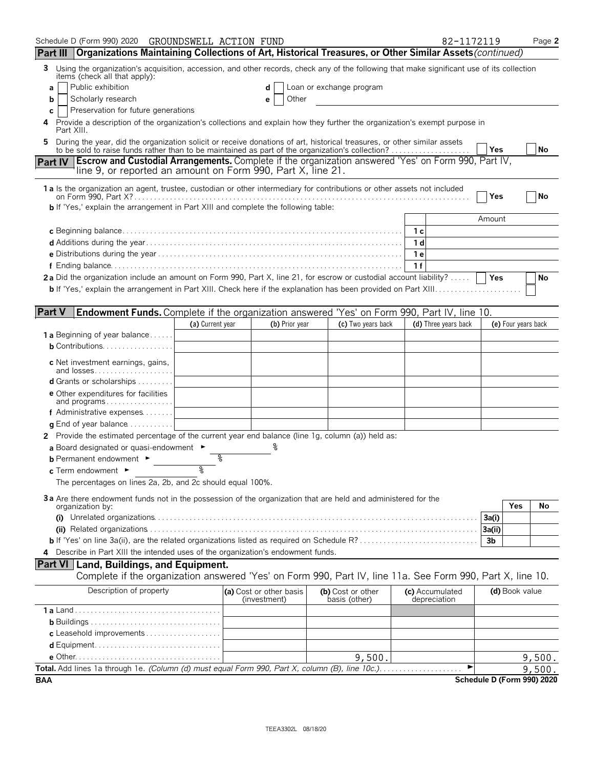Schedule D (Form 990) 2020 GROUNDSWELL ACTION FUND 82-1172119 Page 2

## Part III Organizations Maintaining Collections of Art, Historical Treasures, or Other Similar Assets *(continued)*

**3** Using the organization's acquisition, accession, and other records, check any of the following that make significant use of its collection items (check all that apply):

- **a** ☐ Public exhibition
- **b** ☐ Scholarly research
- **c** ☐ Preservation for future generations
- **d** ☐ Loan or exchange program
- **e** ☐ Other

**4** Provide a description of the organization's collections and explain how they further the organization's exempt purpose in Part XIII.

**5** During the year, did the organization solicit or receive donations of art, historical treasures, or other similar assets to be sold to raise funds rather than to be maintained as part of the organization's collection? ☐ Yes ☐ No

## Part IV Escrow and Custodial Arrangements. Complete if the organization answered 'Yes' on Form 990, Part IV, line 9, or reported an amount on Form 990, Part X, line 21.

**1a** Is the organization an agent, trustee, custodian or other intermediary for contributions or other assets not included on Form 990, Part X? ☐ Yes ☐ No

**b** If 'Yes,' explain the arrangement in Part XIII and complete the following table:

| | | Amount |
|---|---|---|
| **c** Beginning balance | 1c | |
| **d** Additions during the year | 1d | |
| **e** Distributions during the year | 1e | |
| **f** Ending balance | 1f | |

**2a** Did the organization include an amount on Form 990, Part X, line 21, for escrow or custodial account liability? ☐ Yes ☐ No

**b** If 'Yes,' explain the arrangement in Part XIII. Check here if the explanation has been provided on Part XIII ☐

## Part V Endowment Funds. Complete if the organization answered 'Yes' on Form 990, Part IV, line 10.

| | (a) Current year | (b) Prior year | (c) Two years back | (d) Three years back | (e) Four years back |
|---|---|---|---|---|---|
| **1a** Beginning of year balance | | | | | |
| **b** Contributions | | | | | |
| **c** Net investment earnings, gains, and losses | | | | | |
| **d** Grants or scholarships | | | | | |
| **e** Other expenditures for facilities and programs | | | | | |
| **f** Administrative expenses | | | | | |
| **g** End of year balance | | | | | |

**2** Provide the estimated percentage of the current year end balance (line 1g, column (a)) held as:

**a** Board designated or quasi-endowment ► %

**b** Permanent endowment ► %

**c** Term endowment ► %

The percentages on lines 2a, 2b, and 2c should equal 100%.

**3a** Are there endowment funds not in the possession of the organization that are held and administered for the organization by:

| | | Yes | No |
|---|---|---|---|
| **(i)** Unrelated organizations | 3a(i) | | |
| **(ii)** Related organizations | 3a(ii) | | |
| **b** If 'Yes' on line 3a(ii), are the related organizations listed as required on Schedule R? | 3b | | |

**4** Describe in Part XIII the intended uses of the organization's endowment funds.

## Part VI Land, Buildings, and Equipment.

Complete if the organization answered 'Yes' on Form 990, Part IV, line 11a. See Form 990, Part X, line 10.

| Description of property | (a) Cost or other basis (investment) | (b) Cost or other basis (other) | (c) Accumulated depreciation | (d) Book value |
|---|---|---|---|---|
| **1a** Land | | | | |
| **b** Buildings | | | | |
| **c** Leasehold improvements | | | | |
| **d** Equipment | | | | |
| **e** Other | | 9,500. | | 9,500. |
| **Total.** Add lines 1a through 1e. *(Column (d) must equal Form 990, Part X, column (B), line 10c.)* ► | | | | 9,500. |

BAA Schedule D (Form 990) 2020

TEEA3302L 08/18/20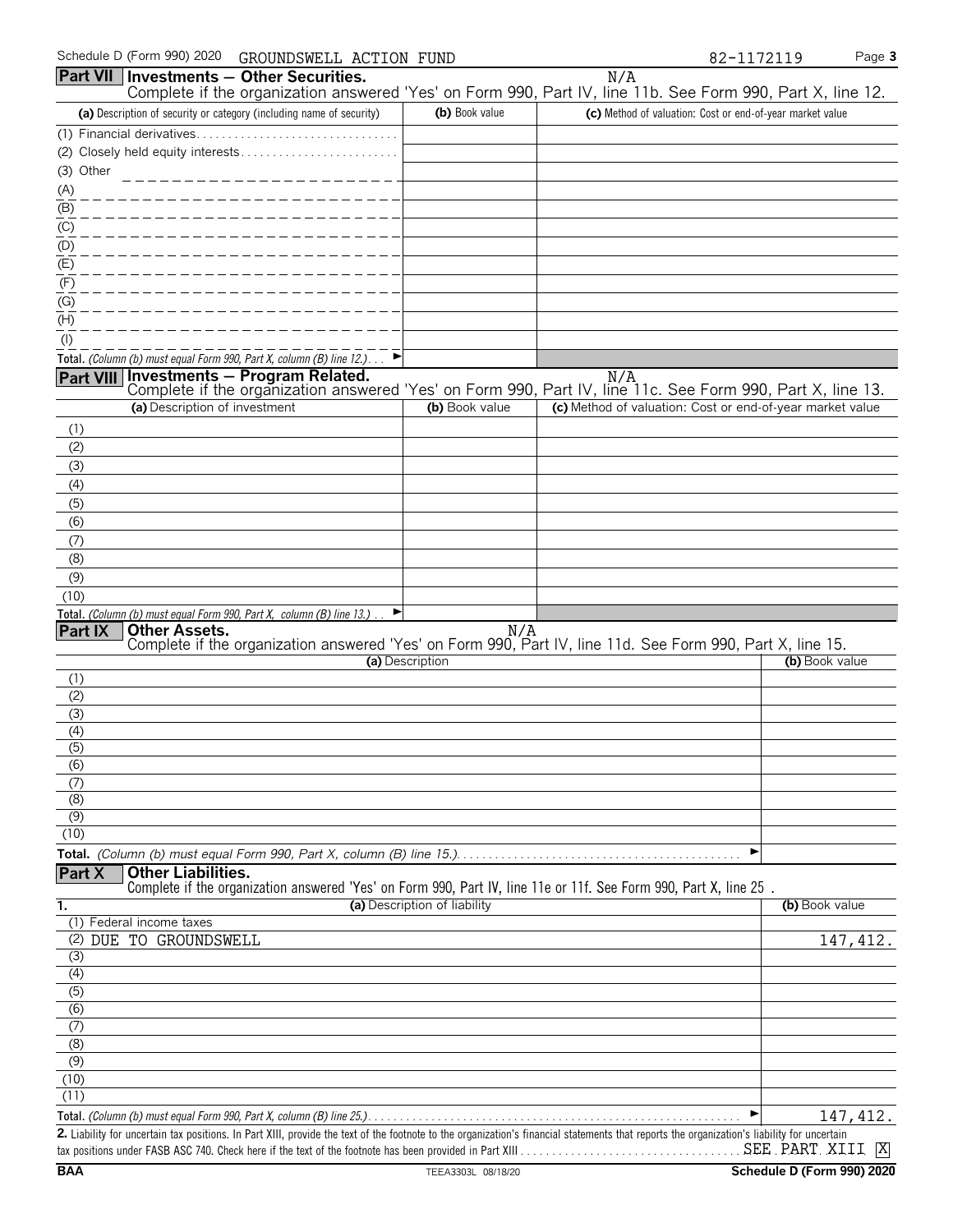Schedule D (Form 990) 2020 GROUNDSWELL ACTION FUND 82-1172119

## Part VII Investments — Other Securities.

N/A

Complete if the organization answered 'Yes' on Form 990, Part IV, line 11b. See Form 990, Part X, line 12.

| (a) Description of security or category (including name of security) | (b) Book value | (c) Method of valuation: Cost or end-of-year market value |
|---|---|---|
| (1) Financial derivatives | | |
| (2) Closely held equity interests | | |
| (3) Other | | |
| (A) | | |
| (B) | | |
| (C) | | |
| (D) | | |
| (E) | | |
| (F) | | |
| (G) | | |
| (H) | | |
| (I) | | |
| Total. *(Column (b) must equal Form 990, Part X, column (B) line 12.)* ► | | |

## Part VIII Investments — Program Related.

N/A

Complete if the organization answered 'Yes' on Form 990, Part IV, line 11c. See Form 990, Part X, line 13.

| (a) Description of investment | (b) Book value | (c) Method of valuation: Cost or end-of-year market value |
|---|---|---|
| (1) | | |
| (2) | | |
| (3) | | |
| (4) | | |
| (5) | | |
| (6) | | |
| (7) | | |
| (8) | | |
| (9) | | |
| (10) | | |
| Total. *(Column (b) must equal Form 990, Part X, column (B) line 13.)* ► | | |

## Part IX Other Assets.

N/A

Complete if the organization answered 'Yes' on Form 990, Part IV, line 11d. See Form 990, Part X, line 15.

| (a) Description | (b) Book value |
|---|---|
| (1) | |
| (2) | |
| (3) | |
| (4) | |
| (5) | |
| (6) | |
| (7) | |
| (8) | |
| (9) | |
| (10) | |
| Total. *(Column (b) must equal Form 990, Part X, column (B) line 15.)* ► | |

## Part X Other Liabilities.

Complete if the organization answered 'Yes' on Form 990, Part IV, line 11e or 11f. See Form 990, Part X, line 25 .

| 1. (a) Description of liability | (b) Book value |
|---|---|
| (1) Federal income taxes | |
| (2) DUE TO GROUNDSWELL | 147,412. |
| (3) | |
| (4) | |
| (5) | |
| (6) | |
| (7) | |
| (8) | |
| (9) | |
| (10) | |
| (11) | |
| Total. *(Column (b) must equal Form 990, Part X, column (B) line 25.)* ► | 147,412. |

**2.** Liability for uncertain tax positions. In Part XIII, provide the text of the footnote to the organization's financial statements that reports the organization's liability for uncertain tax positions under FASB ASC 740. Check here if the text of the footnote has been provided in Part XIII . . . SEE PART XIII [X]

BAA TEEA3303L 08/18/20 Schedule D (Form 990) 2020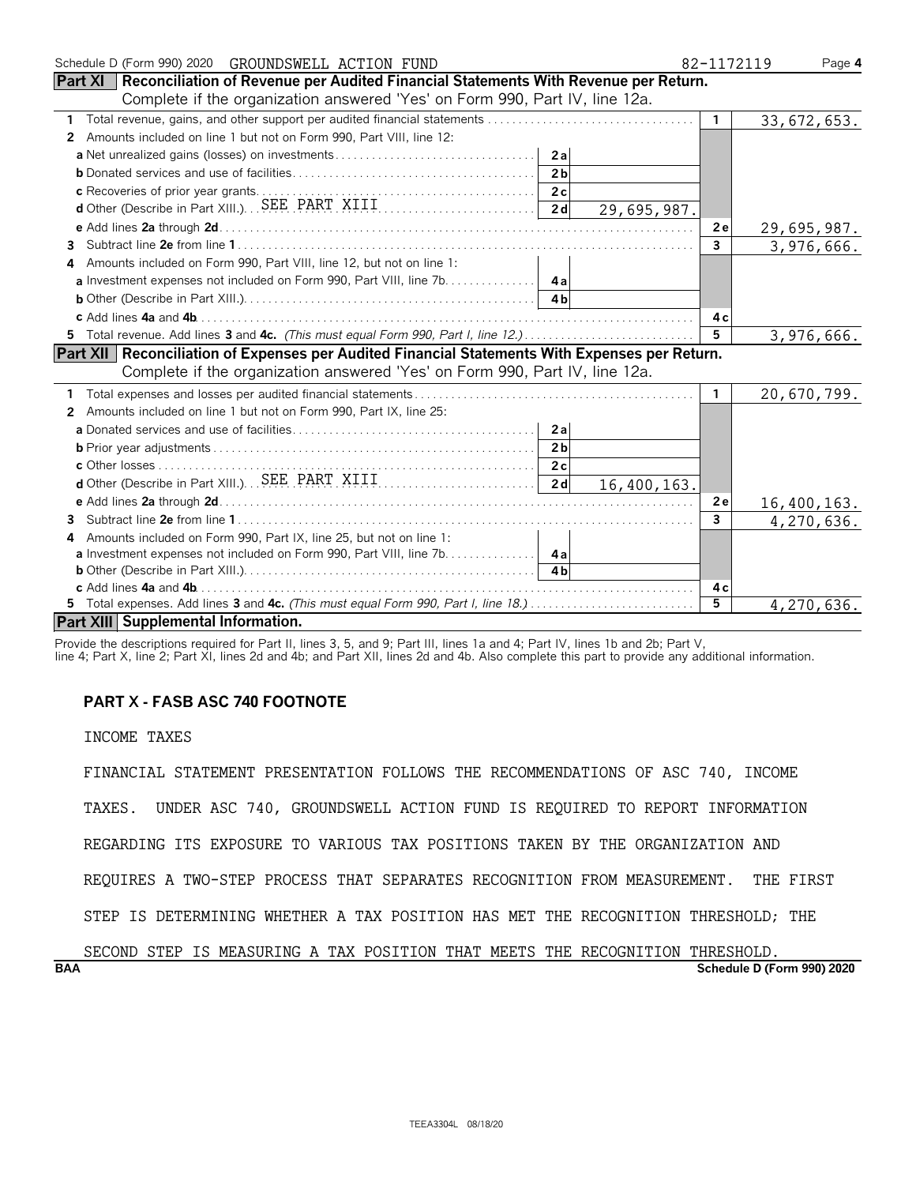Schedule D (Form 990) 2020 GROUNDSWELL ACTION FUND 82-1172119 Page 4

**Part XI Reconciliation of Revenue per Audited Financial Statements With Revenue per Return.**
Complete if the organization answered 'Yes' on Form 990, Part IV, line 12a.

| | | | | |
|---|---|---|---|---|
| **1** Total revenue, gains, and other support per audited financial statements | | | 1 | 33,672,653. |
| **2** Amounts included on line 1 but not on Form 990, Part VIII, line 12: | | | | |
| **a** Net unrealized gains (losses) on investments | 2a | | | |
| **b** Donated services and use of facilities | 2b | | | |
| **c** Recoveries of prior year grants | 2c | | | |
| **d** Other (Describe in Part XIII.) SEE PART XIII | 2d | 29,695,987. | | |
| **e** Add lines **2a** through **2d** | | | 2e | 29,695,987. |
| **3** Subtract line **2e** from line **1** | | | 3 | 3,976,666. |
| **4** Amounts included on Form 990, Part VIII, line 12, but not on line 1: | | | | |
| **a** Investment expenses not included on Form 990, Part VIII, line 7b | 4a | | | |
| **b** Other (Describe in Part XIII.) | 4b | | | |
| **c** Add lines **4a** and **4b** | | | 4c | |
| **5** Total revenue. Add lines **3** and **4c.** *(This must equal Form 990, Part I, line 12.)* | | | 5 | 3,976,666. |

**Part XII Reconciliation of Expenses per Audited Financial Statements With Expenses per Return.**
Complete if the organization answered 'Yes' on Form 990, Part IV, line 12a.

| | | | | |
|---|---|---|---|---|
| **1** Total expenses and losses per audited financial statements | | | 1 | 20,670,799. |
| **2** Amounts included on line 1 but not on Form 990, Part IX, line 25: | | | | |
| **a** Donated services and use of facilities | 2a | | | |
| **b** Prior year adjustments | 2b | | | |
| **c** Other losses | 2c | | | |
| **d** Other (Describe in Part XIII.) SEE PART XIII | 2d | 16,400,163. | | |
| **e** Add lines **2a** through **2d** | | | 2e | 16,400,163. |
| **3** Subtract line **2e** from line **1** | | | 3 | 4,270,636. |
| **4** Amounts included on Form 990, Part IX, line 25, but not on line 1: | | | | |
| **a** Investment expenses not included on Form 990, Part VIII, line 7b | 4a | | | |
| **b** Other (Describe in Part XIII.) | 4b | | | |
| **c** Add lines **4a** and **4b** | | | 4c | |
| **5** Total expenses. Add lines **3** and **4c.** *(This must equal Form 990, Part I, line 18.)* | | | 5 | 4,270,636. |

**Part XIII Supplemental Information.**

Provide the descriptions required for Part II, lines 3, 5, and 9; Part III, lines 1a and 4; Part IV, lines 1b and 2b; Part V, line 4; Part X, line 2; Part XI, lines 2d and 4b; and Part XII, lines 2d and 4b. Also complete this part to provide any additional information.

**PART X - FASB ASC 740 FOOTNOTE**

INCOME TAXES

FINANCIAL STATEMENT PRESENTATION FOLLOWS THE RECOMMENDATIONS OF ASC 740, INCOME TAXES. UNDER ASC 740, GROUNDSWELL ACTION FUND IS REQUIRED TO REPORT INFORMATION REGARDING ITS EXPOSURE TO VARIOUS TAX POSITIONS TAKEN BY THE ORGANIZATION AND REQUIRES A TWO-STEP PROCESS THAT SEPARATES RECOGNITION FROM MEASUREMENT. THE FIRST STEP IS DETERMINING WHETHER A TAX POSITION HAS MET THE RECOGNITION THRESHOLD; THE SECOND STEP IS MEASURING A TAX POSITION THAT MEETS THE RECOGNITION THRESHOLD.

BAA Schedule D (Form 990) 2020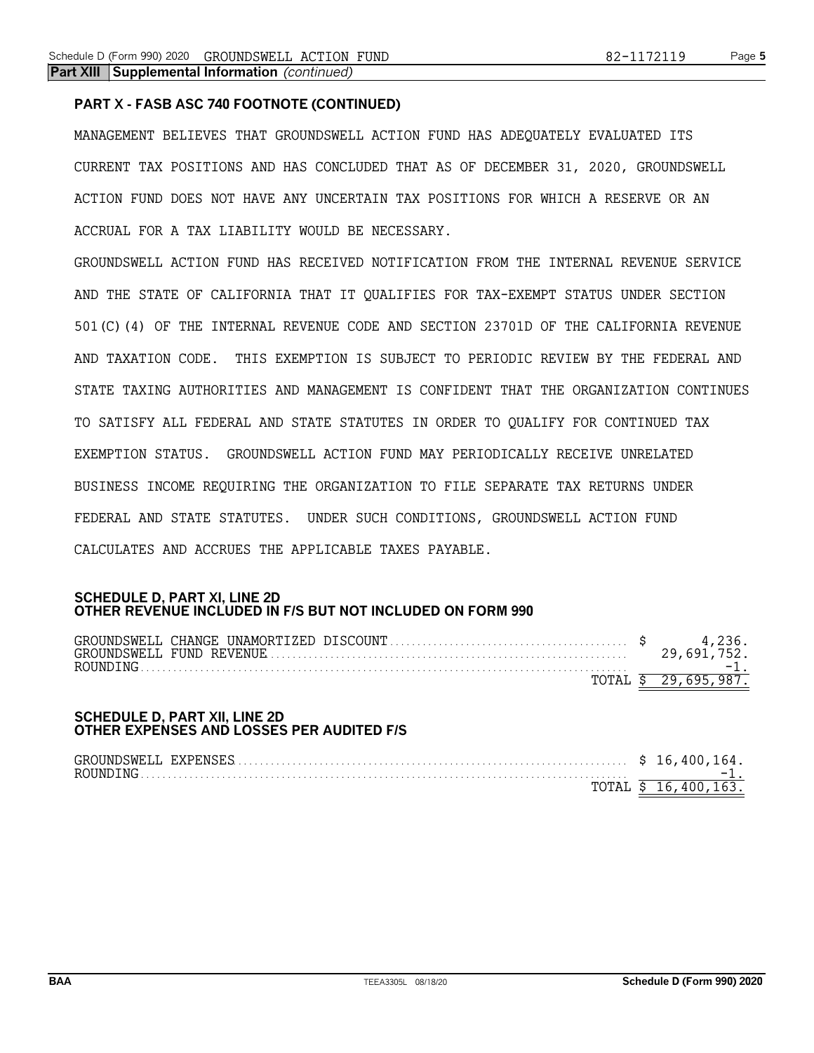**Part XIII Supplemental Information** *(continued)*

**PART X - FASB ASC 740 FOOTNOTE (CONTINUED)**

MANAGEMENT BELIEVES THAT GROUNDSWELL ACTION FUND HAS ADEQUATELY EVALUATED ITS CURRENT TAX POSITIONS AND HAS CONCLUDED THAT AS OF DECEMBER 31, 2020, GROUNDSWELL ACTION FUND DOES NOT HAVE ANY UNCERTAIN TAX POSITIONS FOR WHICH A RESERVE OR AN ACCRUAL FOR A TAX LIABILITY WOULD BE NECESSARY.

GROUNDSWELL ACTION FUND HAS RECEIVED NOTIFICATION FROM THE INTERNAL REVENUE SERVICE AND THE STATE OF CALIFORNIA THAT IT QUALIFIES FOR TAX-EXEMPT STATUS UNDER SECTION 501(C)(4) OF THE INTERNAL REVENUE CODE AND SECTION 23701D OF THE CALIFORNIA REVENUE AND TAXATION CODE. THIS EXEMPTION IS SUBJECT TO PERIODIC REVIEW BY THE FEDERAL AND STATE TAXING AUTHORITIES AND MANAGEMENT IS CONFIDENT THAT THE ORGANIZATION CONTINUES TO SATISFY ALL FEDERAL AND STATE STATUTES IN ORDER TO QUALIFY FOR CONTINUED TAX EXEMPTION STATUS. GROUNDSWELL ACTION FUND MAY PERIODICALLY RECEIVE UNRELATED BUSINESS INCOME REQUIRING THE ORGANIZATION TO FILE SEPARATE TAX RETURNS UNDER FEDERAL AND STATE STATUTES. UNDER SUCH CONDITIONS, GROUNDSWELL ACTION FUND CALCULATES AND ACCRUES THE APPLICABLE TAXES PAYABLE.

**SCHEDULE D, PART XI, LINE 2D**
**OTHER REVENUE INCLUDED IN F/S BUT NOT INCLUDED ON FORM 990**

| | |
|---|---|
| GROUNDSWELL CHANGE UNAMORTIZED DISCOUNT | $ 4,236. |
| GROUNDSWELL FUND REVENUE | 29,691,752. |
| ROUNDING | -1. |
| TOTAL | $ 29,695,987. |

**SCHEDULE D, PART XII, LINE 2D**
**OTHER EXPENSES AND LOSSES PER AUDITED F/S**

| | |
|---|---|
| GROUNDSWELL EXPENSES | $ 16,400,164. |
| ROUNDING | -1. |
| TOTAL | $ 16,400,163. |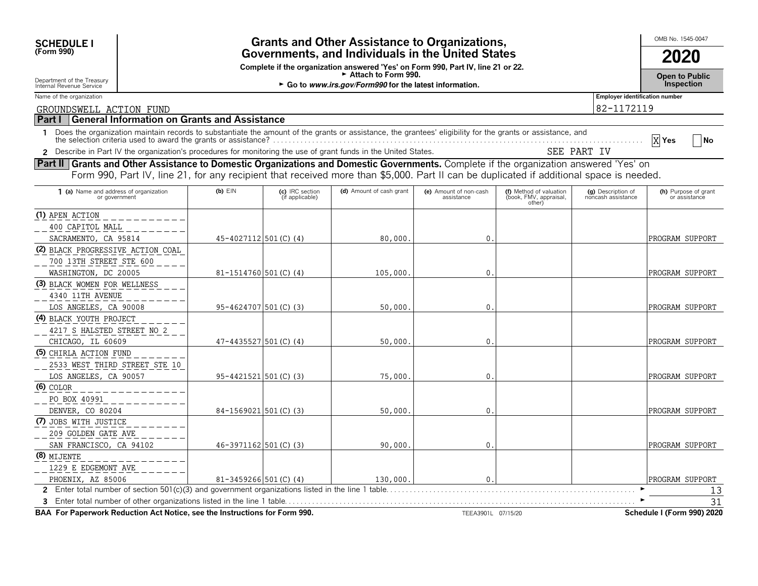**SCHEDULE I**
**(Form 990)**

Department of the Treasury
Internal Revenue Service

# Grants and Other Assistance to Organizations, Governments, and Individuals in the United States

**Complete if the organization answered 'Yes' on Form 990, Part IV, line 21 or 22.**
► **Attach to Form 990.**
► **Go to *www.irs.gov/Form990* for the latest information.**

OMB No. 1545-0047

**2020**

**Open to Public Inspection**

Name of the organization: GROUNDSWELL ACTION FUND

Employer identification number: 82-1172119

## Part I General Information on Grants and Assistance

1 Does the organization maintain records to substantiate the amount of the grants or assistance, the grantees' eligibility for the grants or assistance, and the selection criteria used to award the grants or assistance? .......... [X] Yes [ ] No

2 Describe in Part IV the organization's procedures for monitoring the use of grant funds in the United States. SEE PART IV

## Part II Grants and Other Assistance to Domestic Organizations and Domestic Governments.

Complete if the organization answered 'Yes' on Form 990, Part IV, line 21, for any recipient that received more than $5,000. Part II can be duplicated if additional space is needed.

| 1 (a) Name and address of organization or government | (b) EIN | (c) IRC section (if applicable) | (d) Amount of cash grant | (e) Amount of non-cash assistance | (f) Method of valuation (book, FMV, appraisal, other) | (g) Description of noncash assistance | (h) Purpose of grant or assistance |
|---|---|---|---|---|---|---|---|
| (1) APEN ACTION<br>400 CAPITOL MALL<br>SACRAMENTO, CA 95814 | 45-4027112 | 501(C)(4) | 80,000. | 0. | | | PROGRAM SUPPORT |
| (2) BLACK PROGRESSIVE ACTION COAL<br>700 13TH STREET STE 600<br>WASHINGTON, DC 20005 | 81-1514760 | 501(C)(4) | 105,000. | 0. | | | PROGRAM SUPPORT |
| (3) BLACK WOMEN FOR WELLNESS<br>4340 11TH AVENUE<br>LOS ANGELES, CA 90008 | 95-4624707 | 501(C)(3) | 50,000. | 0. | | | PROGRAM SUPPORT |
| (4) BLACK YOUTH PROJECT<br>4217 S HALSTED STREET NO 2<br>CHICAGO, IL 60609 | 47-4435527 | 501(C)(4) | 50,000. | 0. | | | PROGRAM SUPPORT |
| (5) CHIRLA ACTION FUND<br>2533 WEST THIRD STREET STE 10<br>LOS ANGELES, CA 90057 | 95-4421521 | 501(C)(3) | 75,000. | 0. | | | PROGRAM SUPPORT |
| (6) COLOR<br>PO BOX 40991<br>DENVER, CO 80204 | 84-1569021 | 501(C)(3) | 50,000. | 0. | | | PROGRAM SUPPORT |
| (7) JOBS WITH JUSTICE<br>209 GOLDEN GATE AVE<br>SAN FRANCISCO, CA 94102 | 46-3971162 | 501(C)(3) | 90,000. | 0. | | | PROGRAM SUPPORT |
| (8) MIJENTE<br>1229 E EDGEMONT AVE<br>PHOENIX, AZ 85006 | 81-3459266 | 501(C)(4) | 130,000. | 0. | | | PROGRAM SUPPORT |

2 Enter total number of section 501(c)(3) and government organizations listed in the line 1 table .......... ► 13

3 Enter total number of other organizations listed in the line 1 table .......... ► 31

**BAA For Paperwork Reduction Act Notice, see the Instructions for Form 990.** TEEA3901L 07/15/20 **Schedule I (Form 990) 2020**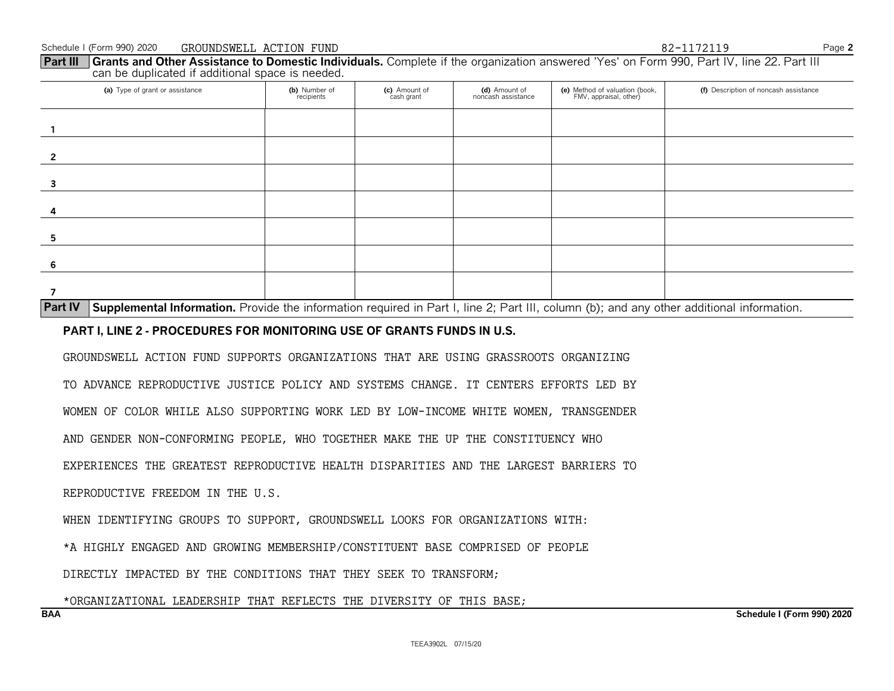Schedule I (Form 990) 2020 GROUNDSWELL ACTION FUND 82-1172119

**Part III Grants and Other Assistance to Domestic Individuals.** Complete if the organization answered 'Yes' on Form 990, Part IV, line 22. Part III can be duplicated if additional space is needed.

| | (a) Type of grant or assistance | (b) Number of recipients | (c) Amount of cash grant | (d) Amount of noncash assistance | (e) Method of valuation (book, FMV, appraisal, other) | (f) Description of noncash assistance |
|---|---|---|---|---|---|---|
| 1 | | | | | | |
| 2 | | | | | | |
| 3 | | | | | | |
| 4 | | | | | | |
| 5 | | | | | | |
| 6 | | | | | | |
| 7 | | | | | | |

**Part IV Supplemental Information.** Provide the information required in Part I, line 2; Part III, column (b); and any other additional information.

**PART I, LINE 2 - PROCEDURES FOR MONITORING USE OF GRANTS FUNDS IN U.S.**

GROUNDSWELL ACTION FUND SUPPORTS ORGANIZATIONS THAT ARE USING GRASSROOTS ORGANIZING TO ADVANCE REPRODUCTIVE JUSTICE POLICY AND SYSTEMS CHANGE. IT CENTERS EFFORTS LED BY WOMEN OF COLOR WHILE ALSO SUPPORTING WORK LED BY LOW-INCOME WHITE WOMEN, TRANSGENDER AND GENDER NON-CONFORMING PEOPLE, WHO TOGETHER MAKE THE UP THE CONSTITUENCY WHO EXPERIENCES THE GREATEST REPRODUCTIVE HEALTH DISPARITIES AND THE LARGEST BARRIERS TO REPRODUCTIVE FREEDOM IN THE U.S.

WHEN IDENTIFYING GROUPS TO SUPPORT, GROUNDSWELL LOOKS FOR ORGANIZATIONS WITH:

*A HIGHLY ENGAGED AND GROWING MEMBERSHIP/CONSTITUENT BASE COMPRISED OF PEOPLE DIRECTLY IMPACTED BY THE CONDITIONS THAT THEY SEEK TO TRANSFORM;

*ORGANIZATIONAL LEADERSHIP THAT REFLECTS THE DIVERSITY OF THIS BASE;

BAA Schedule I (Form 990) 2020

TEEA3902L 07/15/20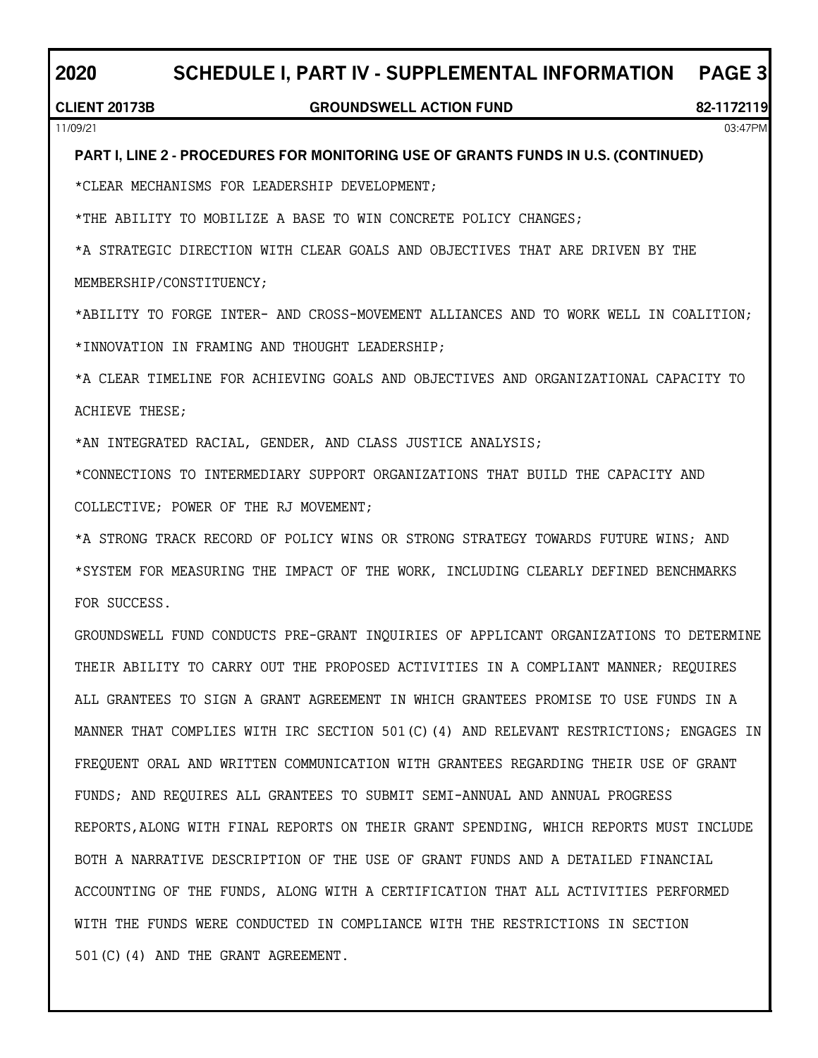## 2020 SCHEDULE I, PART IV - SUPPLEMENTAL INFORMATION PAGE 3

**CLIENT 20173B** **GROUNDSWELL ACTION FUND** **82-1172119**

11/09/21 03:47PM

**PART I, LINE 2 - PROCEDURES FOR MONITORING USE OF GRANTS FUNDS IN U.S. (CONTINUED)**

*CLEAR MECHANISMS FOR LEADERSHIP DEVELOPMENT;

*THE ABILITY TO MOBILIZE A BASE TO WIN CONCRETE POLICY CHANGES;

*A STRATEGIC DIRECTION WITH CLEAR GOALS AND OBJECTIVES THAT ARE DRIVEN BY THE MEMBERSHIP/CONSTITUENCY;

*ABILITY TO FORGE INTER- AND CROSS-MOVEMENT ALLIANCES AND TO WORK WELL IN COALITION;

*INNOVATION IN FRAMING AND THOUGHT LEADERSHIP;

*A CLEAR TIMELINE FOR ACHIEVING GOALS AND OBJECTIVES AND ORGANIZATIONAL CAPACITY TO ACHIEVE THESE;

*AN INTEGRATED RACIAL, GENDER, AND CLASS JUSTICE ANALYSIS;

*CONNECTIONS TO INTERMEDIARY SUPPORT ORGANIZATIONS THAT BUILD THE CAPACITY AND COLLECTIVE; POWER OF THE RJ MOVEMENT;

*A STRONG TRACK RECORD OF POLICY WINS OR STRONG STRATEGY TOWARDS FUTURE WINS; AND

*SYSTEM FOR MEASURING THE IMPACT OF THE WORK, INCLUDING CLEARLY DEFINED BENCHMARKS FOR SUCCESS.

GROUNDSWELL FUND CONDUCTS PRE-GRANT INQUIRIES OF APPLICANT ORGANIZATIONS TO DETERMINE THEIR ABILITY TO CARRY OUT THE PROPOSED ACTIVITIES IN A COMPLIANT MANNER; REQUIRES ALL GRANTEES TO SIGN A GRANT AGREEMENT IN WHICH GRANTEES PROMISE TO USE FUNDS IN A MANNER THAT COMPLIES WITH IRC SECTION 501(C)(4) AND RELEVANT RESTRICTIONS; ENGAGES IN FREQUENT ORAL AND WRITTEN COMMUNICATION WITH GRANTEES REGARDING THEIR USE OF GRANT FUNDS; AND REQUIRES ALL GRANTEES TO SUBMIT SEMI-ANNUAL AND ANNUAL PROGRESS REPORTS,ALONG WITH FINAL REPORTS ON THEIR GRANT SPENDING, WHICH REPORTS MUST INCLUDE BOTH A NARRATIVE DESCRIPTION OF THE USE OF GRANT FUNDS AND A DETAILED FINANCIAL ACCOUNTING OF THE FUNDS, ALONG WITH A CERTIFICATION THAT ALL ACTIVITIES PERFORMED WITH THE FUNDS WERE CONDUCTED IN COMPLIANCE WITH THE RESTRICTIONS IN SECTION 501(C)(4) AND THE GRANT AGREEMENT.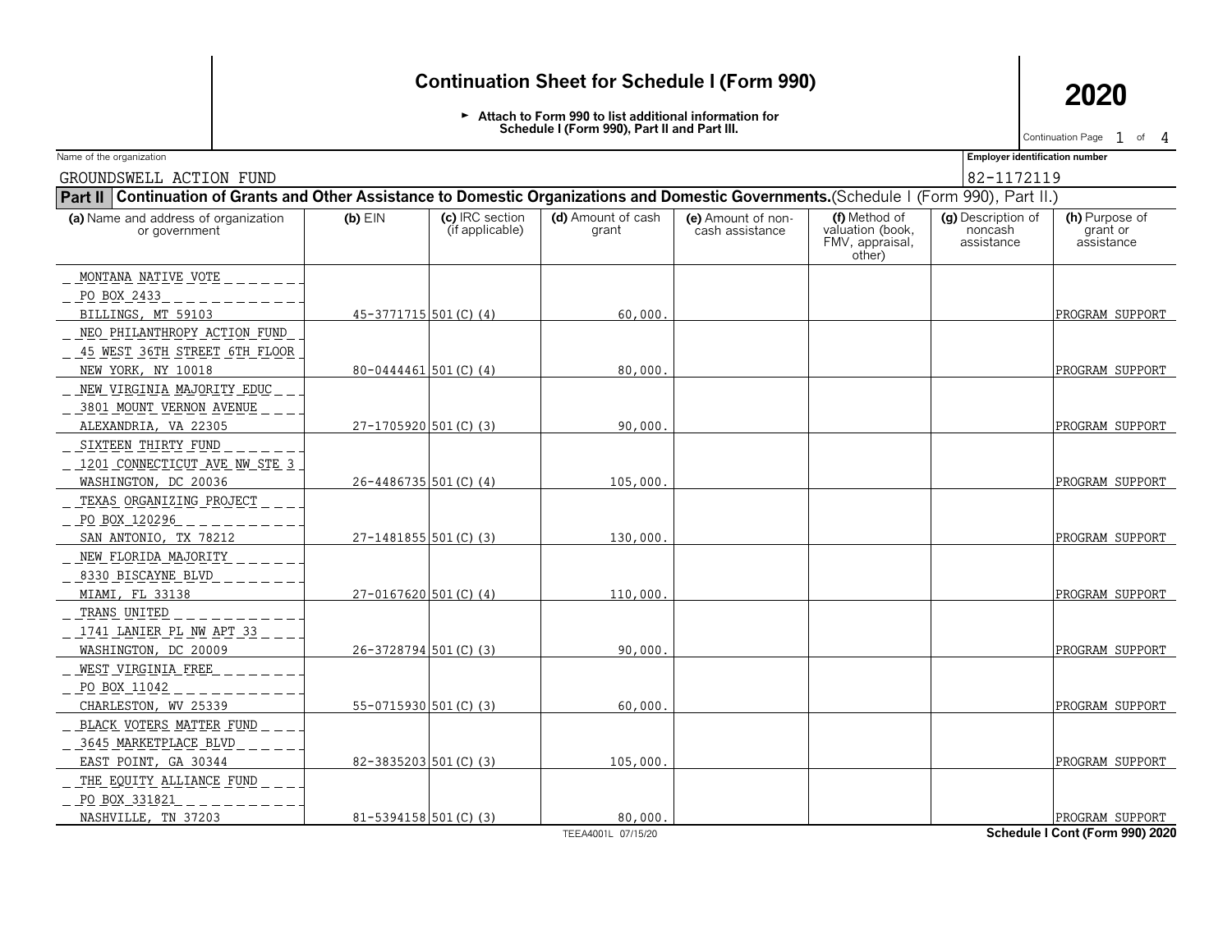# Continuation Sheet for Schedule I (Form 990)

**2020**

► Attach to Form 990 to list additional information for Schedule I (Form 990), Part II and Part III.

Continuation Page 1 of 4

Name of the organization: GROUNDSWELL ACTION FUND

Employer identification number: 82-1172119

**Part II** **Continuation of Grants and Other Assistance to Domestic Organizations and Domestic Governments.** (Schedule I (Form 990), Part II.)

| (a) Name and address of organization or government | (b) EIN | (c) IRC section (if applicable) | (d) Amount of cash grant | (e) Amount of non-cash assistance | (f) Method of valuation (book, FMV, appraisal, other) | (g) Description of noncash assistance | (h) Purpose of grant or assistance |
|---|---|---|---|---|---|---|---|
| MONTANA NATIVE VOTE<br>PO BOX 2433<br>BILLINGS, MT 59103 | 45-3771715 | 501(C)(4) | 60,000. | | | | PROGRAM SUPPORT |
| NEO PHILANTHROPY ACTION FUND<br>45 WEST 36TH STREET 6TH FLOOR<br>NEW YORK, NY 10018 | 80-0444461 | 501(C)(4) | 80,000. | | | | PROGRAM SUPPORT |
| NEW VIRGINIA MAJORITY EDUC<br>3801 MOUNT VERNON AVENUE<br>ALEXANDRIA, VA 22305 | 27-1705920 | 501(C)(3) | 90,000. | | | | PROGRAM SUPPORT |
| SIXTEEN THIRTY FUND<br>1201 CONNECTICUT AVE NW STE 3<br>WASHINGTON, DC 20036 | 26-4486735 | 501(C)(4) | 105,000. | | | | PROGRAM SUPPORT |
| TEXAS ORGANIZING PROJECT<br>PO BOX 120296<br>SAN ANTONIO, TX 78212 | 27-1481855 | 501(C)(3) | 130,000. | | | | PROGRAM SUPPORT |
| NEW FLORIDA MAJORITY<br>8330 BISCAYNE BLVD<br>MIAMI, FL 33138 | 27-0167620 | 501(C)(4) | 110,000. | | | | PROGRAM SUPPORT |
| TRANS UNITED<br>1741 LANIER PL NW APT 33<br>WASHINGTON, DC 20009 | 26-3728794 | 501(C)(3) | 90,000. | | | | PROGRAM SUPPORT |
| WEST VIRGINIA FREE<br>PO BOX 11042<br>CHARLESTON, WV 25339 | 55-0715930 | 501(C)(3) | 60,000. | | | | PROGRAM SUPPORT |
| BLACK VOTERS MATTER FUND<br>3645 MARKETPLACE BLVD<br>EAST POINT, GA 30344 | 82-3835203 | 501(C)(3) | 105,000. | | | | PROGRAM SUPPORT |
| THE EQUITY ALLIANCE FUND<br>PO BOX 331821<br>NASHVILLE, TN 37203 | 81-5394158 | 501(C)(3) | 80,000. | | | | PROGRAM SUPPORT |

TEEA4001L 07/15/20

Schedule I Cont (Form 990) 2020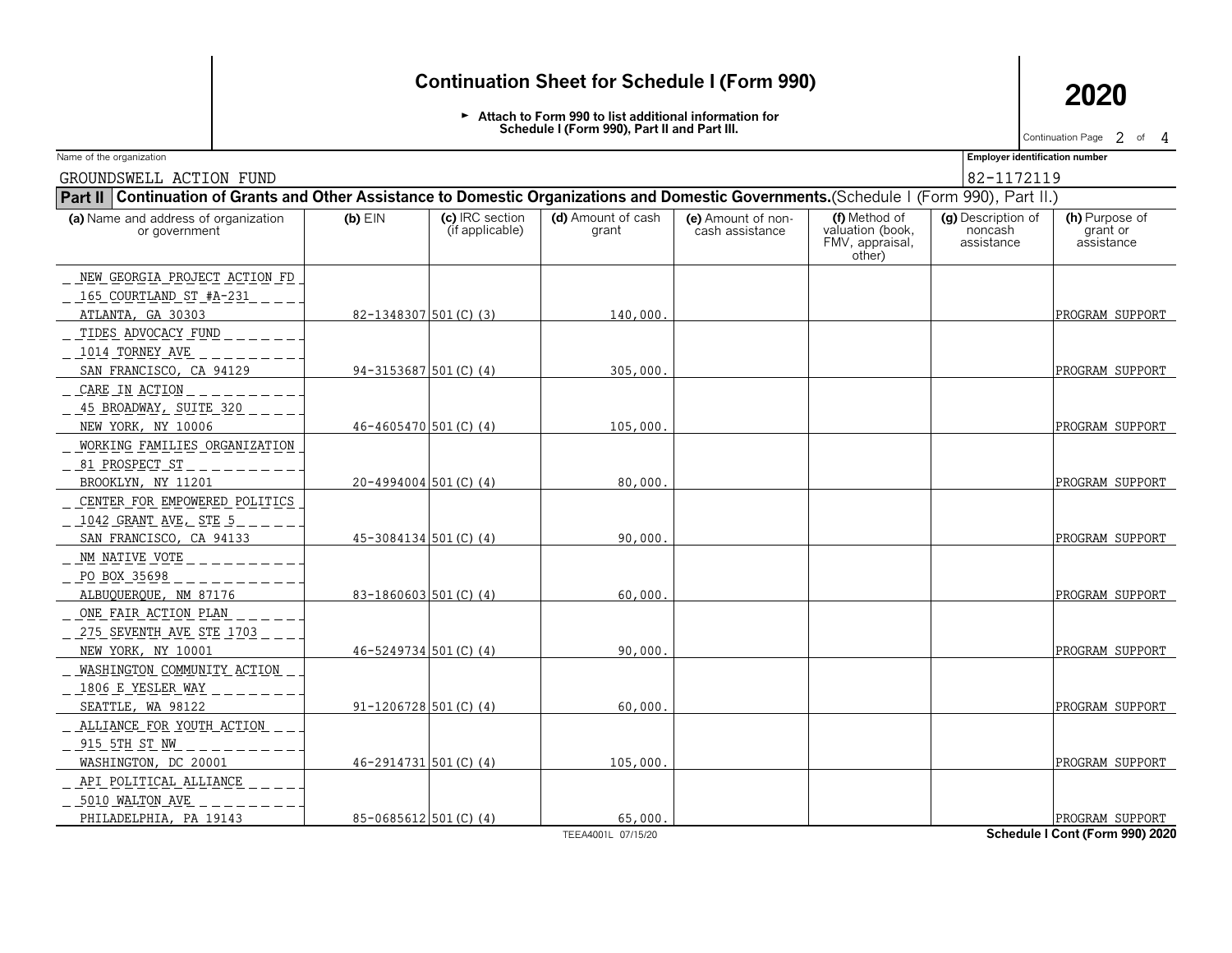# Continuation Sheet for Schedule I (Form 990)

► Attach to Form 990 to list additional information for Schedule I (Form 990), Part II and Part III.

**2020**

Continuation Page 2 of 4

Name of the organization: GROUNDSWELL ACTION FUND

Employer identification number: 82-1172119

**Part II** **Continuation of Grants and Other Assistance to Domestic Organizations and Domestic Governments.** (Schedule I (Form 990), Part II.)

| (a) Name and address of organization or government | (b) EIN | (c) IRC section (if applicable) | (d) Amount of cash grant | (e) Amount of non-cash assistance | (f) Method of valuation (book, FMV, appraisal, other) | (g) Description of noncash assistance | (h) Purpose of grant or assistance |
|---|---|---|---|---|---|---|---|
| NEW GEORGIA PROJECT ACTION FD<br>165 COURTLAND ST #A-231<br>ATLANTA, GA 30303 | 82-1348307 | 501(C)(3) | 140,000. | | | | PROGRAM SUPPORT |
| TIDES ADVOCACY FUND<br>1014 TORNEY AVE<br>SAN FRANCISCO, CA 94129 | 94-3153687 | 501(C)(4) | 305,000. | | | | PROGRAM SUPPORT |
| CARE IN ACTION<br>45 BROADWAY, SUITE 320<br>NEW YORK, NY 10006 | 46-4605470 | 501(C)(4) | 105,000. | | | | PROGRAM SUPPORT |
| WORKING FAMILIES ORGANIZATION<br>81 PROSPECT ST<br>BROOKLYN, NY 11201 | 20-4994004 | 501(C)(4) | 80,000. | | | | PROGRAM SUPPORT |
| CENTER FOR EMPOWERED POLITICS<br>1042 GRANT AVE, STE 5<br>SAN FRANCISCO, CA 94133 | 45-3084134 | 501(C)(4) | 90,000. | | | | PROGRAM SUPPORT |
| NM NATIVE VOTE<br>PO BOX 35698<br>ALBUQUERQUE, NM 87176 | 83-1860603 | 501(C)(4) | 60,000. | | | | PROGRAM SUPPORT |
| ONE FAIR ACTION PLAN<br>275 SEVENTH AVE STE 1703<br>NEW YORK, NY 10001 | 46-5249734 | 501(C)(4) | 90,000. | | | | PROGRAM SUPPORT |
| WASHINGTON COMMUNITY ACTION<br>1806 E YESLER WAY<br>SEATTLE, WA 98122 | 91-1206728 | 501(C)(4) | 60,000. | | | | PROGRAM SUPPORT |
| ALLIANCE FOR YOUTH ACTION<br>915 5TH ST NW<br>WASHINGTON, DC 20001 | 46-2914731 | 501(C)(4) | 105,000. | | | | PROGRAM SUPPORT |
| API POLITICAL ALLIANCE<br>5010 WALTON AVE<br>PHILADELPHIA, PA 19143 | 85-0685612 | 501(C)(4) | 65,000. | | | | PROGRAM SUPPORT |

TEEA4001L 07/15/20

**Schedule I Cont (Form 990) 2020**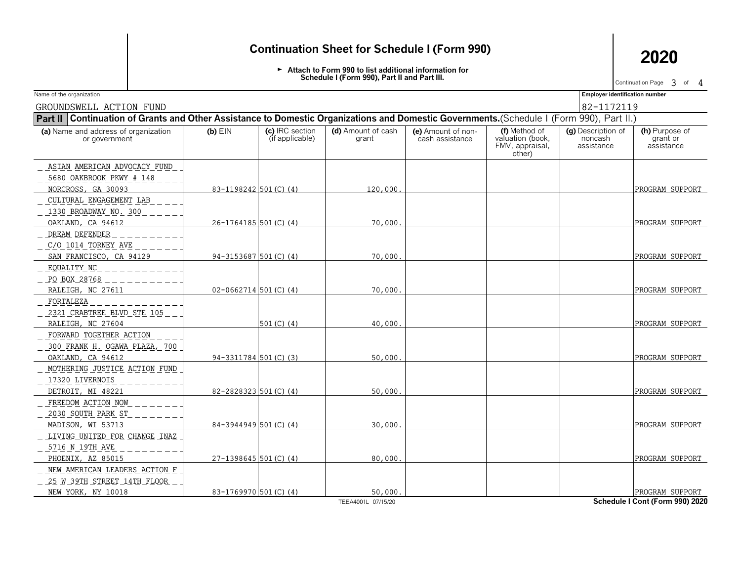# Continuation Sheet for Schedule I (Form 990)

**2020**

► Attach to Form 990 to list additional information for Schedule I (Form 990), Part II and Part III.

Continuation Page 3 of 4

Name of the organization: GROUNDSWELL ACTION FUND

Employer identification number: 82-1172119

**Part II** **Continuation of Grants and Other Assistance to Domestic Organizations and Domestic Governments.** (Schedule I (Form 990), Part II.)

| (a) Name and address of organization or government | (b) EIN | (c) IRC section (if applicable) | (d) Amount of cash grant | (e) Amount of non-cash assistance | (f) Method of valuation (book, FMV, appraisal, other) | (g) Description of noncash assistance | (h) Purpose of grant or assistance |
|---|---|---|---|---|---|---|---|
| ASIAN AMERICAN ADVOCACY FUND<br>5680 OAKBROOK PKWY # 148<br>NORCROSS, GA 30093 | 83-1198242 | 501(C)(4) | 120,000. | | | | PROGRAM SUPPORT |
| CULTURAL ENGAGEMENT LAB<br>1330 BROADWAY NO. 300<br>OAKLAND, CA 94612 | 26-1764185 | 501(C)(4) | 70,000. | | | | PROGRAM SUPPORT |
| DREAM DEFENDER<br>C/O 1014 TORNEY AVE<br>SAN FRANCISCO, CA 94129 | 94-3153687 | 501(C)(4) | 70,000. | | | | PROGRAM SUPPORT |
| EQUALITY NC<br>PO BOX 28768<br>RALEIGH, NC 27611 | 02-0662714 | 501(C)(4) | 70,000. | | | | PROGRAM SUPPORT |
| FORTALEZA<br>2321 CRABTREE BLVD STE 105<br>RALEIGH, NC 27604 | | 501(C)(4) | 40,000. | | | | PROGRAM SUPPORT |
| FORWARD TOGETHER ACTION<br>300 FRANK H. OGAWA PLAZA, 700<br>OAKLAND, CA 94612 | 94-3311784 | 501(C)(3) | 50,000. | | | | PROGRAM SUPPORT |
| MOTHERING JUSTICE ACTION FUND<br>17320 LIVERNOIS<br>DETROIT, MI 48221 | 82-2828323 | 501(C)(4) | 50,000. | | | | PROGRAM SUPPORT |
| FREEDOM ACTION NOW<br>2030 SOUTH PARK ST<br>MADISON, WI 53713 | 84-3944949 | 501(C)(4) | 30,000. | | | | PROGRAM SUPPORT |
| LIVING UNITED FOR CHANGE INAZ<br>5716 N 19TH AVE<br>PHOENIX, AZ 85015 | 27-1398645 | 501(C)(4) | 80,000. | | | | PROGRAM SUPPORT |
| NEW AMERICAN LEADERS ACTION F<br>25 W 39TH STREET 14TH FLOOR<br>NEW YORK, NY 10018 | 83-1769970 | 501(C)(4) | 50,000. | | | | PROGRAM SUPPORT |

Schedule I Cont (Form 990) 2020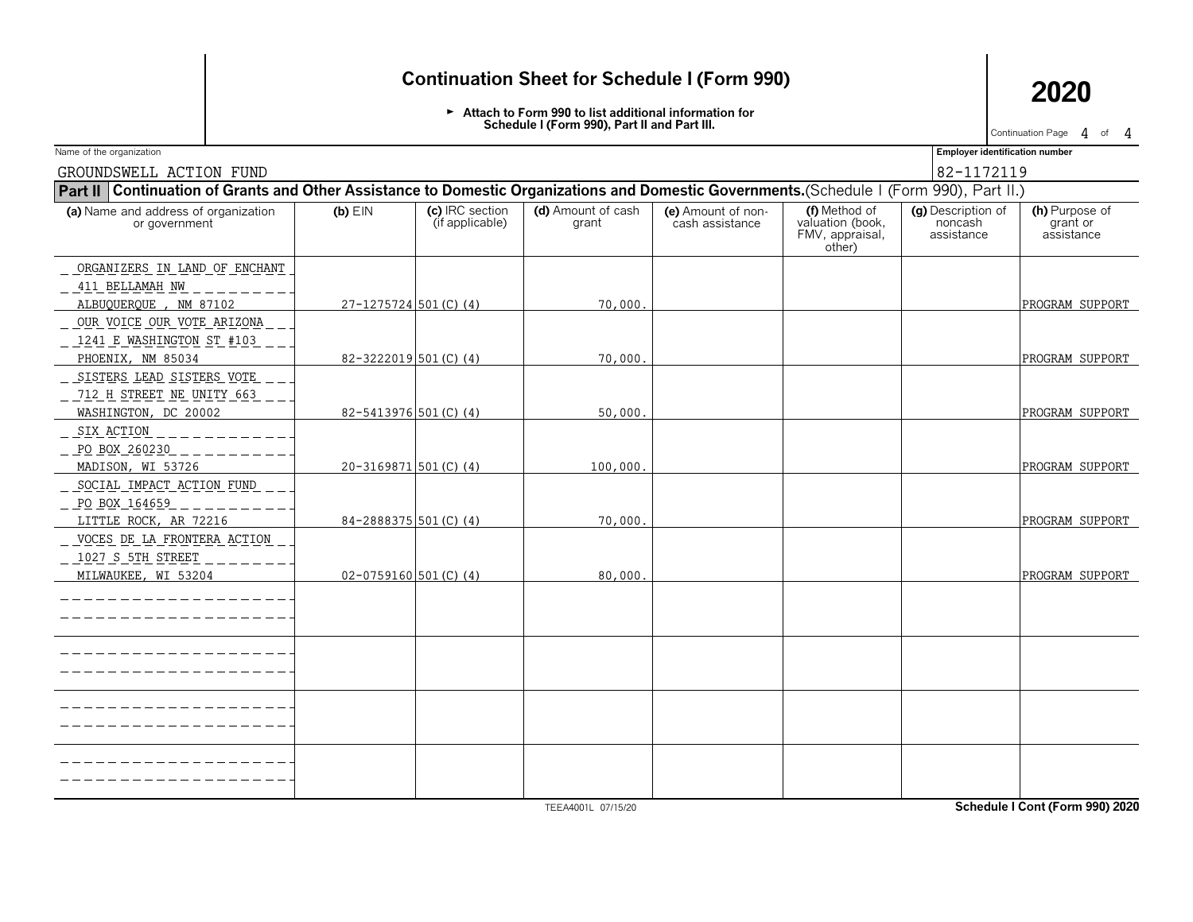# Continuation Sheet for Schedule I (Form 990)

► Attach to Form 990 to list additional information for Schedule I (Form 990), Part II and Part III.

**2020**

Name of the organization: GROUNDSWELL ACTION FUND

Employer identification number: 82-1172119

**Part II Continuation of Grants and Other Assistance to Domestic Organizations and Domestic Governments.** (Schedule I (Form 990), Part II.)

| (a) Name and address of organization or government | (b) EIN | (c) IRC section (if applicable) | (d) Amount of cash grant | (e) Amount of non-cash assistance | (f) Method of valuation (book, FMV, appraisal, other) | (g) Description of noncash assistance | (h) Purpose of grant or assistance |
|---|---|---|---|---|---|---|---|
| ORGANIZERS IN LAND OF ENCHANT<br>411 BELLAMAH NW<br>ALBUQUERQUE , NM 87102 | 27-1275724 | 501(C)(4) | 70,000. | | | | PROGRAM SUPPORT |
| OUR VOICE OUR VOTE ARIZONA<br>1241 E WASHINGTON ST #103<br>PHOENIX, NM 85034 | 82-3222019 | 501(C)(4) | 70,000. | | | | PROGRAM SUPPORT |
| SISTERS LEAD SISTERS VOTE<br>712 H STREET NE UNITY 663<br>WASHINGTON, DC 20002 | 82-5413976 | 501(C)(4) | 50,000. | | | | PROGRAM SUPPORT |
| SIX ACTION<br>PO BOX 260230<br>MADISON, WI 53726 | 20-3169871 | 501(C)(4) | 100,000. | | | | PROGRAM SUPPORT |
| SOCIAL IMPACT ACTION FUND<br>PO BOX 164659<br>LITTLE ROCK, AR 72216 | 84-2888375 | 501(C)(4) | 70,000. | | | | PROGRAM SUPPORT |
| VOCES DE LA FRONTERA ACTION<br>1027 S 5TH STREET<br>MILWAUKEE, WI 53204 | 02-0759160 | 501(C)(4) | 80,000. | | | | PROGRAM SUPPORT |
| | | | | | | | |
| | | | | | | | |
| | | | | | | | |
| | | | | | | | |

TEEA4001L 07/15/20

Schedule I Cont (Form 990) 2020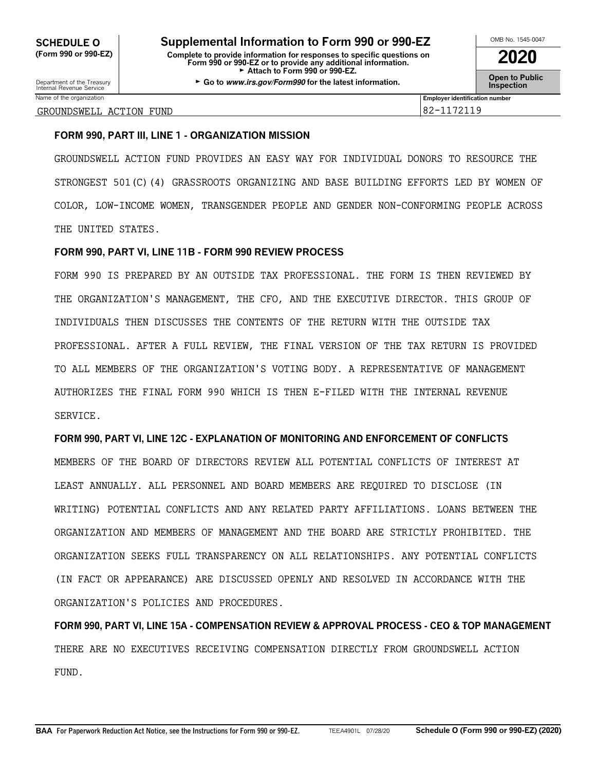**SCHEDULE O**
**(Form 990 or 990-EZ)**

Department of the Treasury
Internal Revenue Service

# Supplemental Information to Form 990 or 990-EZ

**Complete to provide information for responses to specific questions on Form 990 or 990-EZ or to provide any additional information.**
► **Attach to Form 990 or 990-EZ.**
► **Go to *www.irs.gov/Form990* for the latest information.**

OMB No. 1545-0047

**2020**

**Open to Public Inspection**

| Name of the organization | Employer identification number |
| --- | --- |
| GROUNDSWELL ACTION FUND | 82-1172119 |

**FORM 990, PART III, LINE 1 - ORGANIZATION MISSION**

GROUNDSWELL ACTION FUND PROVIDES AN EASY WAY FOR INDIVIDUAL DONORS TO RESOURCE THE STRONGEST 501(C)(4) GRASSROOTS ORGANIZING AND BASE BUILDING EFFORTS LED BY WOMEN OF COLOR, LOW-INCOME WOMEN, TRANSGENDER PEOPLE AND GENDER NON-CONFORMING PEOPLE ACROSS THE UNITED STATES.

**FORM 990, PART VI, LINE 11B - FORM 990 REVIEW PROCESS**

FORM 990 IS PREPARED BY AN OUTSIDE TAX PROFESSIONAL. THE FORM IS THEN REVIEWED BY THE ORGANIZATION'S MANAGEMENT, THE CFO, AND THE EXECUTIVE DIRECTOR. THIS GROUP OF INDIVIDUALS THEN DISCUSSES THE CONTENTS OF THE RETURN WITH THE OUTSIDE TAX PROFESSIONAL. AFTER A FULL REVIEW, THE FINAL VERSION OF THE TAX RETURN IS PROVIDED TO ALL MEMBERS OF THE ORGANIZATION'S VOTING BODY. A REPRESENTATIVE OF MANAGEMENT AUTHORIZES THE FINAL FORM 990 WHICH IS THEN E-FILED WITH THE INTERNAL REVENUE SERVICE.

**FORM 990, PART VI, LINE 12C - EXPLANATION OF MONITORING AND ENFORCEMENT OF CONFLICTS**

MEMBERS OF THE BOARD OF DIRECTORS REVIEW ALL POTENTIAL CONFLICTS OF INTEREST AT LEAST ANNUALLY. ALL PERSONNEL AND BOARD MEMBERS ARE REQUIRED TO DISCLOSE (IN WRITING) POTENTIAL CONFLICTS AND ANY RELATED PARTY AFFILIATIONS. LOANS BETWEEN THE ORGANIZATION AND MEMBERS OF MANAGEMENT AND THE BOARD ARE STRICTLY PROHIBITED. THE ORGANIZATION SEEKS FULL TRANSPARENCY ON ALL RELATIONSHIPS. ANY POTENTIAL CONFLICTS (IN FACT OR APPEARANCE) ARE DISCUSSED OPENLY AND RESOLVED IN ACCORDANCE WITH THE ORGANIZATION'S POLICIES AND PROCEDURES.

**FORM 990, PART VI, LINE 15A - COMPENSATION REVIEW & APPROVAL PROCESS - CEO & TOP MANAGEMENT**

THERE ARE NO EXECUTIVES RECEIVING COMPENSATION DIRECTLY FROM GROUNDSWELL ACTION FUND.

**BAA** For Paperwork Reduction Act Notice, see the Instructions for Form 990 or 990-EZ. TEEA4901L 07/28/20 **Schedule O (Form 990 or 990-EZ) (2020)**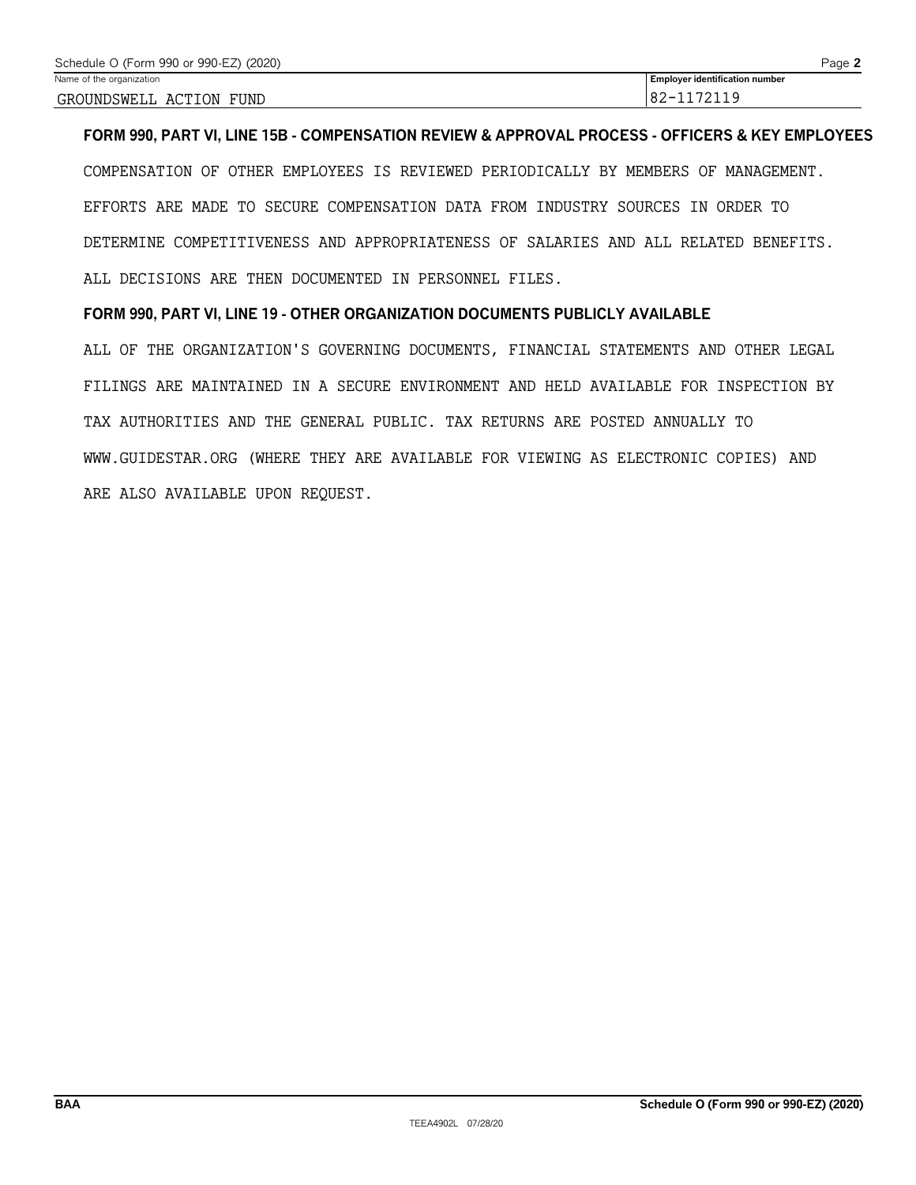Name of the organization: GROUNDSWELL ACTION FUND

Employer identification number: 82-1172119

**FORM 990, PART VI, LINE 15B - COMPENSATION REVIEW & APPROVAL PROCESS - OFFICERS & KEY EMPLOYEES**

COMPENSATION OF OTHER EMPLOYEES IS REVIEWED PERIODICALLY BY MEMBERS OF MANAGEMENT. EFFORTS ARE MADE TO SECURE COMPENSATION DATA FROM INDUSTRY SOURCES IN ORDER TO DETERMINE COMPETITIVENESS AND APPROPRIATENESS OF SALARIES AND ALL RELATED BENEFITS. ALL DECISIONS ARE THEN DOCUMENTED IN PERSONNEL FILES.

**FORM 990, PART VI, LINE 19 - OTHER ORGANIZATION DOCUMENTS PUBLICLY AVAILABLE**

ALL OF THE ORGANIZATION'S GOVERNING DOCUMENTS, FINANCIAL STATEMENTS AND OTHER LEGAL FILINGS ARE MAINTAINED IN A SECURE ENVIRONMENT AND HELD AVAILABLE FOR INSPECTION BY TAX AUTHORITIES AND THE GENERAL PUBLIC. TAX RETURNS ARE POSTED ANNUALLY TO WWW.GUIDESTAR.ORG (WHERE THEY ARE AVAILABLE FOR VIEWING AS ELECTRONIC COPIES) AND ARE ALSO AVAILABLE UPON REQUEST.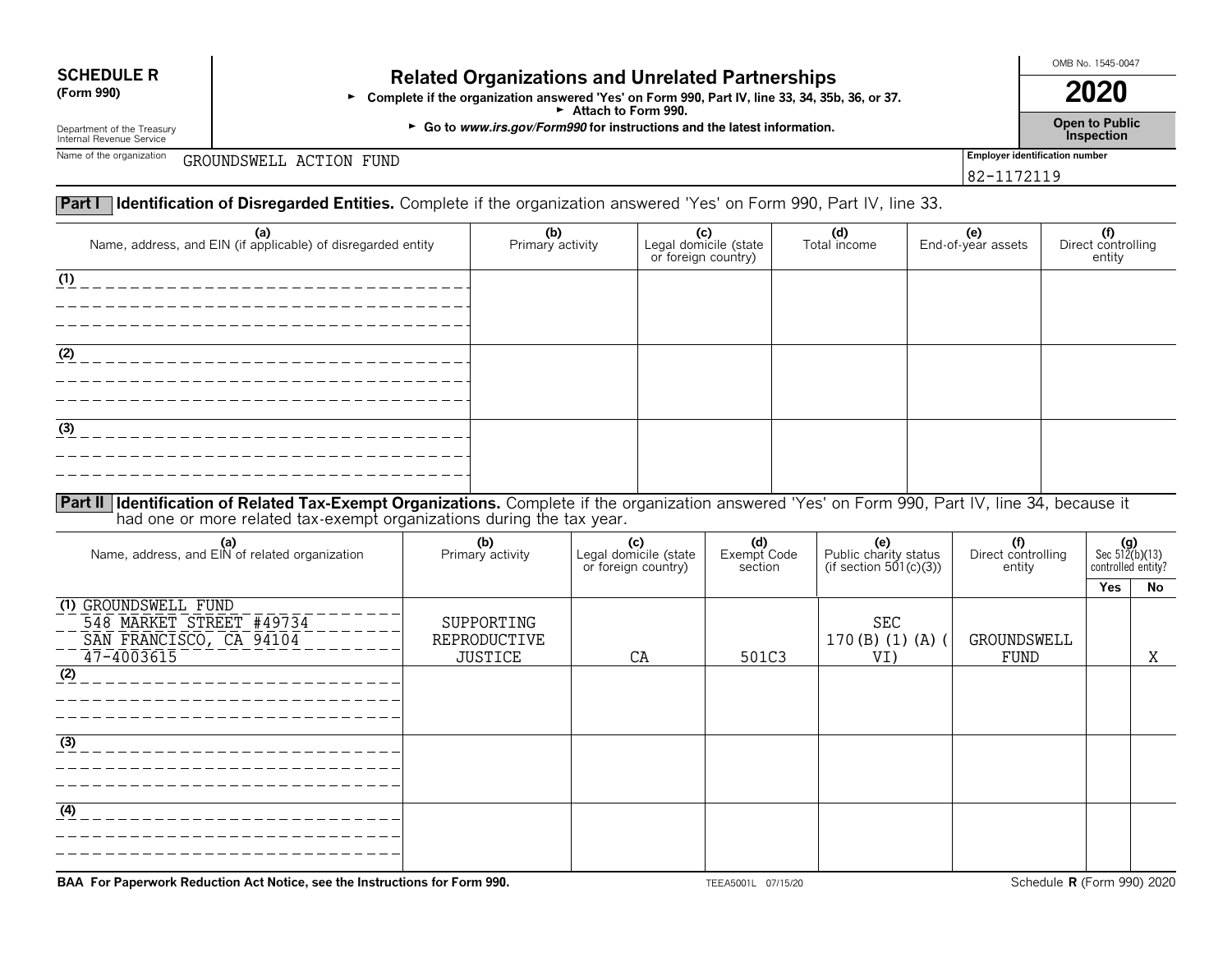**SCHEDULE R**
**(Form 990)**

Department of the Treasury
Internal Revenue Service

# Related Organizations and Unrelated Partnerships

► **Complete if the organization answered 'Yes' on Form 990, Part IV, line 33, 34, 35b, 36, or 37.**
► **Attach to Form 990.**
► **Go to *www.irs.gov/Form990* for instructions and the latest information.**

OMB No. 1545-0047

**2020**

**Open to Public Inspection**

Name of the organization: GROUNDSWELL ACTION FUND

Employer identification number: 82-1172119

## Part I Identification of Disregarded Entities. Complete if the organization answered 'Yes' on Form 990, Part IV, line 33.

| (a) Name, address, and EIN (if applicable) of disregarded entity | (b) Primary activity | (c) Legal domicile (state or foreign country) | (d) Total income | (e) End-of-year assets | (f) Direct controlling entity |
|---|---|---|---|---|---|
| (1) | | | | | |
| (2) | | | | | |
| (3) | | | | | |

## Part II Identification of Related Tax-Exempt Organizations. Complete if the organization answered 'Yes' on Form 990, Part IV, line 34, because it had one or more related tax-exempt organizations during the tax year.

| (a) Name, address, and EIN of related organization | (b) Primary activity | (c) Legal domicile (state or foreign country) | (d) Exempt Code section | (e) Public charity status (if section 501(c)(3)) | (f) Direct controlling entity | (g) Sec 512(b)(13) controlled entity? Yes | No |
|---|---|---|---|---|---|---|---|
| (1) GROUNDSWELL FUND 548 MARKET STREET #49734 SAN FRANCISCO, CA 94104 47-4003615 | SUPPORTING REPRODUCTIVE JUSTICE | CA | 501C3 | SEC 170(B)(1)(A)(VI) | GROUNDSWELL FUND | | X |
| (2) | | | | | | | |
| (3) | | | | | | | |
| (4) | | | | | | | |

**BAA For Paperwork Reduction Act Notice, see the Instructions for Form 990.** TEEA5001L 07/15/20 Schedule **R** (Form 990) 2020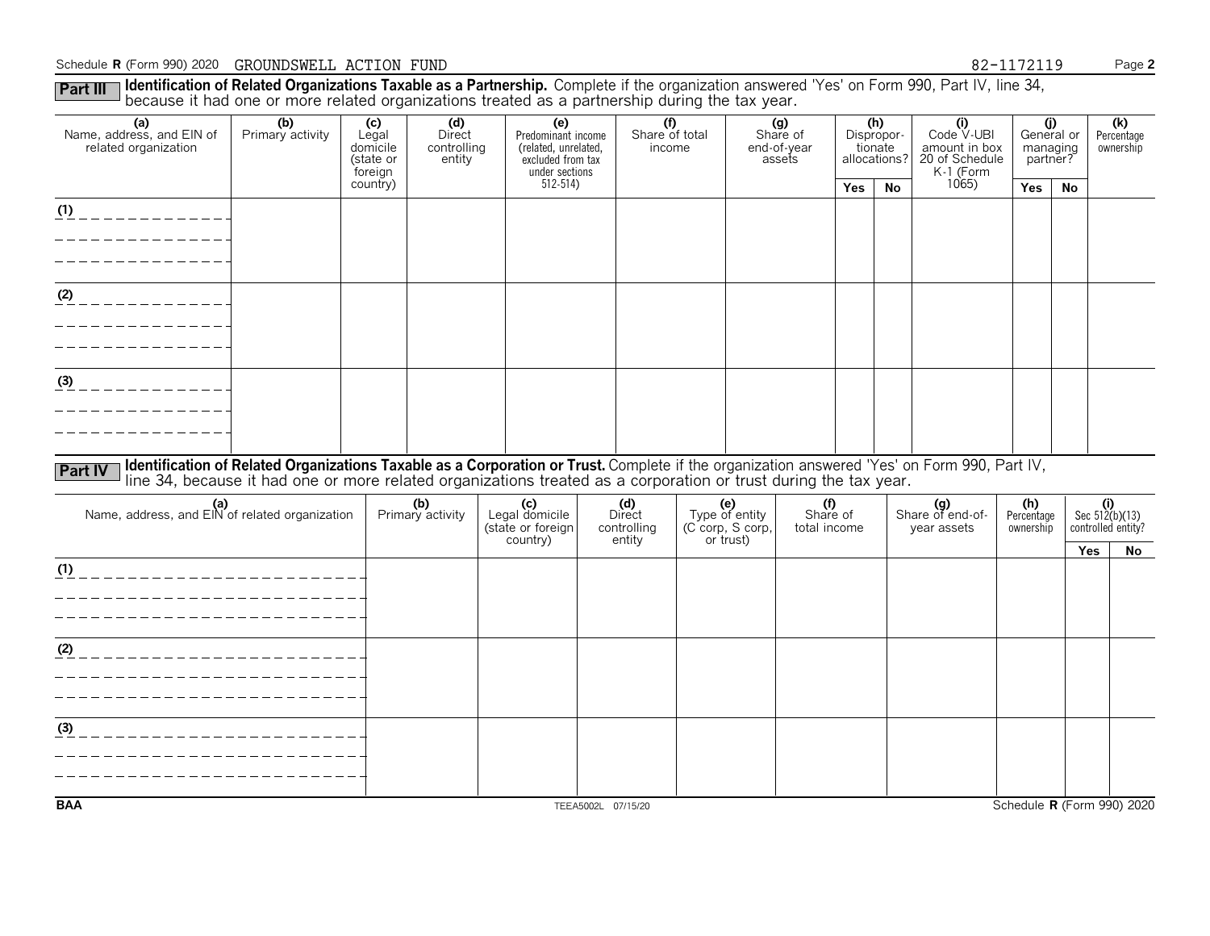Schedule **R** (Form 990) 2020 GROUNDSWELL ACTION FUND 82-1172119

**Part III** **Identification of Related Organizations Taxable as a Partnership.** Complete if the organization answered 'Yes' on Form 990, Part IV, line 34, because it had one or more related organizations treated as a partnership during the tax year.

| (a) Name, address, and EIN of related organization | (b) Primary activity | (c) Legal domicile (state or foreign country) | (d) Direct controlling entity | (e) Predominant income (related, unrelated, excluded from tax under sections 512-514) | (f) Share of total income | (g) Share of end-of-year assets | (h) Dispropor-tionate allocations? | | (i) Code V-UBI amount in box 20 of Schedule K-1 (Form 1065) | (j) General or managing partner? | | (k) Percentage ownership |
|---|---|---|---|---|---|---|---|---|---|---|---|---|
| | | | | | | | Yes | No | | Yes | No | |
| (1) | | | | | | | | | | | | |
| (2) | | | | | | | | | | | | |
| (3) | | | | | | | | | | | | |

**Part IV** **Identification of Related Organizations Taxable as a Corporation or Trust.** Complete if the organization answered 'Yes' on Form 990, Part IV, line 34, because it had one or more related organizations treated as a corporation or trust during the tax year.

| (a) Name, address, and EIN of related organization | (b) Primary activity | (c) Legal domicile (state or foreign country) | (d) Direct controlling entity | (e) Type of entity (C corp, S corp, or trust) | (f) Share of total income | (g) Share of end-of-year assets | (h) Percentage ownership | (i) Sec 512(b)(13) controlled entity? | |
|---|---|---|---|---|---|---|---|---|---|
| | | | | | | | | Yes | No |
| (1) | | | | | | | | | |
| (2) | | | | | | | | | |
| (3) | | | | | | | | | |

BAA TEEA5002L 07/15/20 Schedule **R** (Form 990) 2020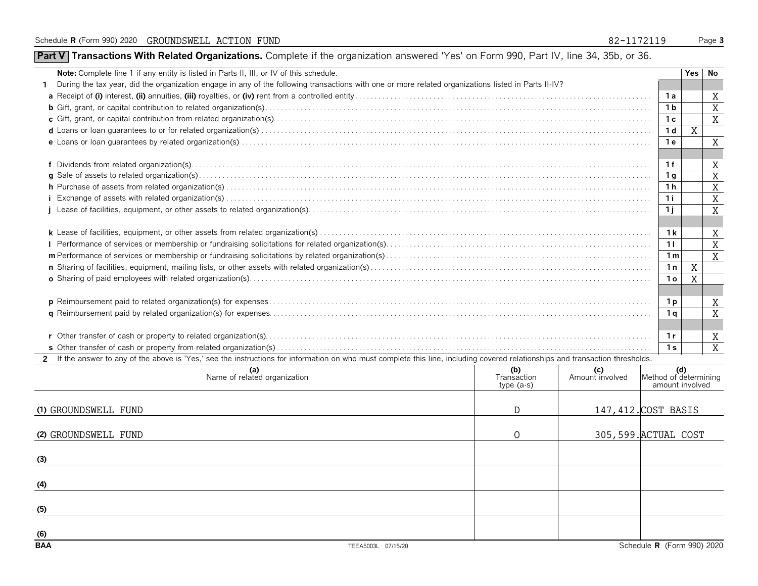Schedule R (Form 990) 2020 GROUNDSWELL ACTION FUND 82-1172119

## Part V Transactions With Related Organizations.

Complete if the organization answered 'Yes' on Form 990, Part IV, line 34, 35b, or 36.

| **Note:** Complete line 1 if any entity is listed in Parts II, III, or IV of this schedule. | | Yes | No |
|---|---|---|---|
| **1** During the tax year, did the organization engage in any of the following transactions with one or more related organizations listed in Parts II-IV? | | | |
| **a** Receipt of **(i)** interest, **(ii)** annuities, **(iii)** royalties, or **(iv)** rent from a controlled entity | 1a | | X |
| **b** Gift, grant, or capital contribution to related organization(s) | 1b | | X |
| **c** Gift, grant, or capital contribution from related organization(s) | 1c | | X |
| **d** Loans or loan guarantees to or for related organization(s) | 1d | X | |
| **e** Loans or loan guarantees by related organization(s) | 1e | | X |
| **f** Dividends from related organization(s) | 1f | | X |
| **g** Sale of assets to related organization(s) | 1g | | X |
| **h** Purchase of assets from related organization(s) | 1h | | X |
| **i** Exchange of assets with related organization(s) | 1i | | X |
| **j** Lease of facilities, equipment, or other assets to related organization(s) | 1j | | X |
| **k** Lease of facilities, equipment, or other assets from related organization(s) | 1k | | X |
| **l** Performance of services or membership or fundraising solicitations for related organization(s) | 1l | | X |
| **m** Performance of services or membership or fundraising solicitations by related organization(s) | 1m | | X |
| **n** Sharing of facilities, equipment, mailing lists, or other assets with related organization(s) | 1n | X | |
| **o** Sharing of paid employees with related organization(s) | 1o | X | |
| **p** Reimbursement paid to related organization(s) for expenses | 1p | | X |
| **q** Reimbursement paid by related organization(s) for expenses | 1q | | X |
| **r** Other transfer of cash or property to related organization(s) | 1r | | X |
| **s** Other transfer of cash or property from related organization(s) | 1s | | X |

**2** If the answer to any of the above is 'Yes,' see the instructions for information on who must complete this line, including covered relationships and transaction thresholds.

| | (a) Name of related organization | (b) Transaction type (a-s) | (c) Amount involved | (d) Method of determining amount involved |
|---|---|---|---|---|
| (1) | GROUNDSWELL FUND | D | 147,412. | COST BASIS |
| (2) | GROUNDSWELL FUND | O | 305,599. | ACTUAL COST |
| (3) | | | | |
| (4) | | | | |
| (5) | | | | |
| (6) | | | | |

BAA TEEA5003L 07/15/20 Schedule R (Form 990) 2020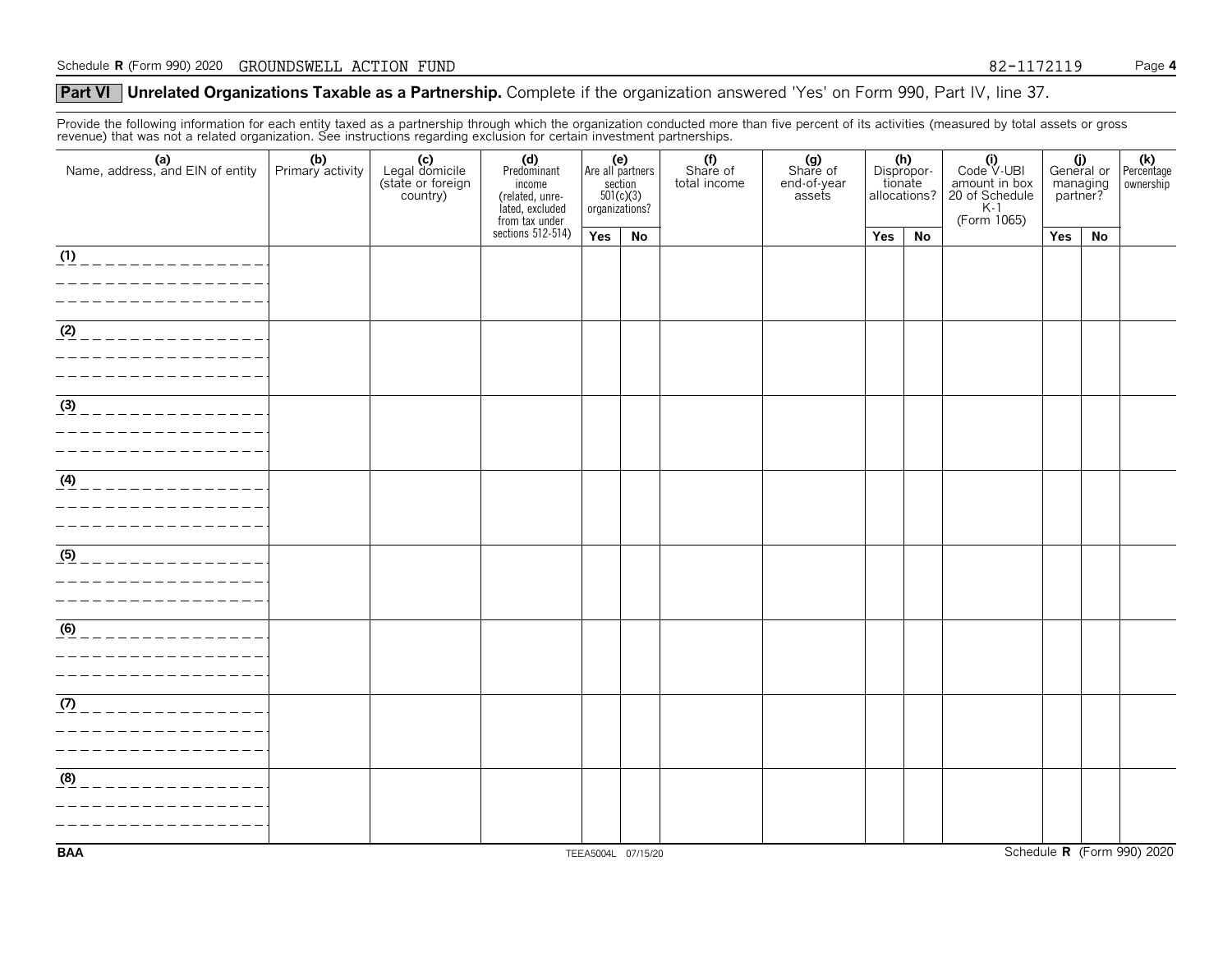Schedule **R** (Form 990) 2020 GROUNDSWELL ACTION FUND 82-1172119

## Part VI Unrelated Organizations Taxable as a Partnership. Complete if the organization answered 'Yes' on Form 990, Part IV, line 37.

Provide the following information for each entity taxed as a partnership through which the organization conducted more than five percent of its activities (measured by total assets or gross revenue) that was not a related organization. See instructions regarding exclusion for certain investment partnerships.

| (a) Name, address, and EIN of entity | (b) Primary activity | (c) Legal domicile (state or foreign country) | (d) Predominant income (related, unrelated, excluded from tax under sections 512-514) | (e) Are all partners section 501(c)(3) organizations? | | (f) Share of total income | (g) Share of end-of-year assets | (h) Disproportionate allocations? | | (i) Code V-UBI amount in box 20 of Schedule K-1 (Form 1065) | (j) General or managing partner? | | (k) Percentage ownership |
|---|---|---|---|---|---|---|---|---|---|---|---|---|---|
| | | | | Yes | No | | | Yes | No | | Yes | No | |
| (1) | | | | | | | | | | | | | |
| (2) | | | | | | | | | | | | | |
| (3) | | | | | | | | | | | | | |
| (4) | | | | | | | | | | | | | |
| (5) | | | | | | | | | | | | | |
| (6) | | | | | | | | | | | | | |
| (7) | | | | | | | | | | | | | |
| (8) | | | | | | | | | | | | | |

BAA TEEA5004L 07/15/20 Schedule **R** (Form 990) 2020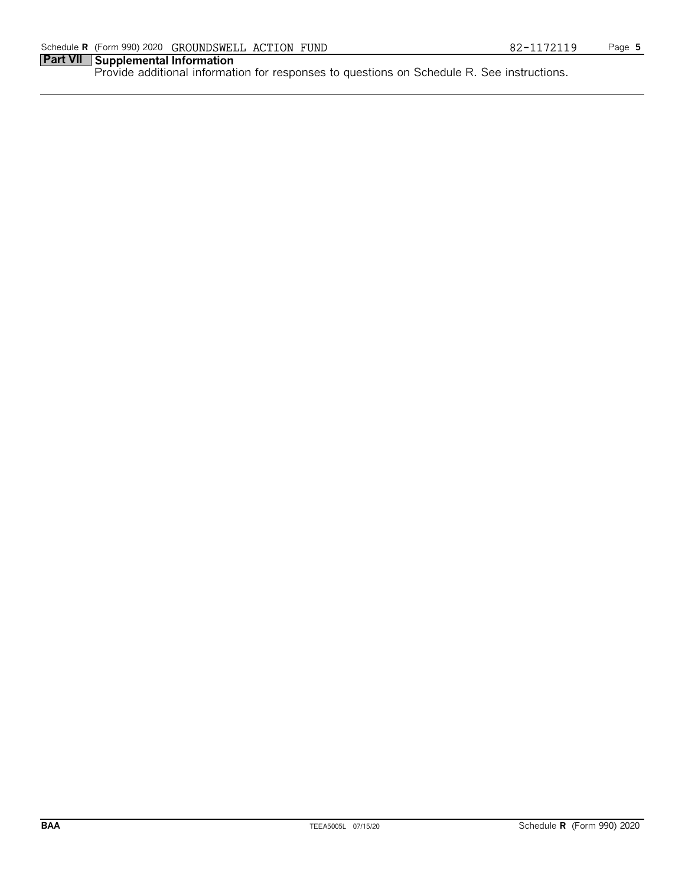## Part VII Supplemental Information

Provide additional information for responses to questions on Schedule R. See instructions.